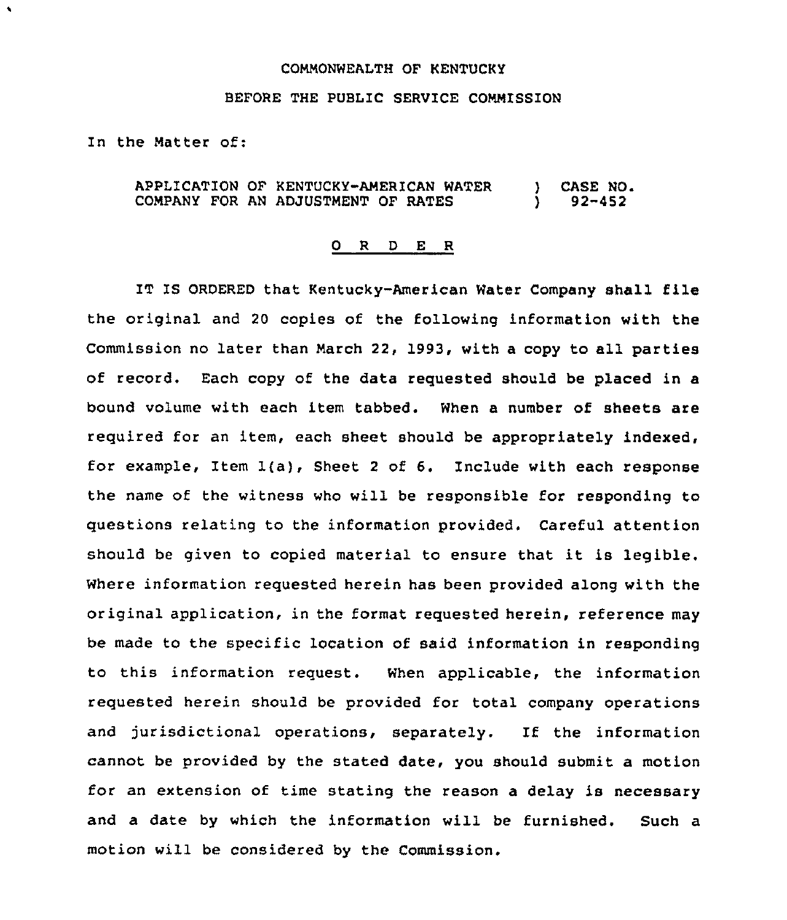COMMONWEALTH OF KENTUCKY

BEFORE THE PUBLIC SERVICE COMMISSION

In the Matter of:

| APPLICATION OF KENTUCKY-AMERICAN WATER COMPANY FOR AN ADJUSTMENT OF RATES | ) | CASE NO. 92-452 |
|---|---|---|

## O R D E R

IT IS ORDERED that Kentucky-American Water Company shall file the original and 20 copies of the following information with the Commission no later than March 22, 1993, with a copy to all parties of record. Each copy of the data requested should be placed in a bound volume with each item tabbed. When a number of sheets are required for an item, each sheet should be appropriately indexed, for example, Item 1(a), Sheet 2 of 6. Include with each response the name of the witness who will be responsible for responding to questions relating to the information provided. Careful attention should be given to copied material to ensure that it is legible. Where information requested herein has been provided along with the original application, in the format requested herein, reference may be made to the specific location of said information in responding to this information request. When applicable, the information requested herein should be provided for total company operations and jurisdictional operations, separately. If the information cannot be provided by the stated date, you should submit a motion for an extension of time stating the reason a delay is necessary and a date by which the information will be furnished. Such a motion will be considered by the Commission.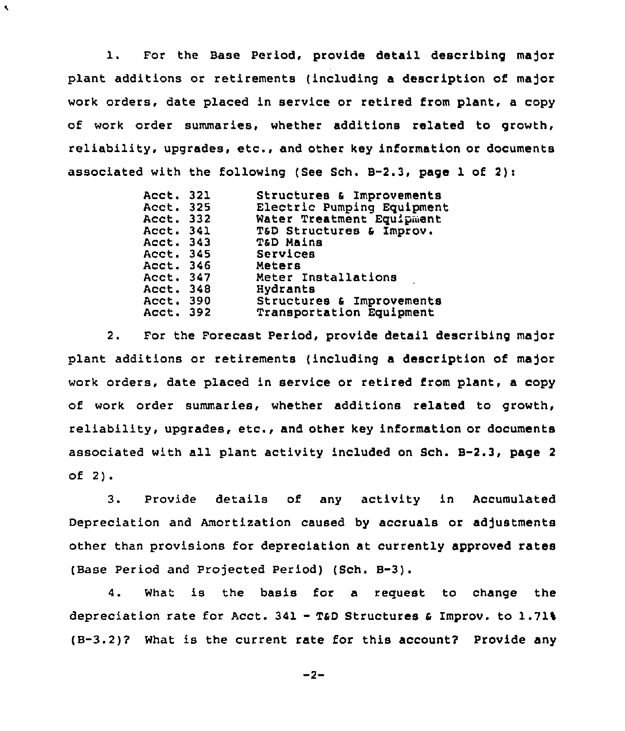1. For the Base Period, provide detail describing major plant additions or retirements (including a description of major work orders, date placed in service or retired from plant, a copy of work order summaries, whether additions related to growth, reliability, upgrades, etc., and other key information or documents associated with the following (See Sch. B-2.3, page 1 of 2):

| | |
|---|---|
| Acct. 321 | Structures & Improvements |
| Acct. 325 | Electric Pumping Equipment |
| Acct. 332 | Water Treatment Equipment |
| Acct. 341 | T&D Structures & Improv. |
| Acct. 343 | T&D Mains |
| Acct. 345 | Services |
| Acct. 346 | Meters |
| Acct. 347 | Meter Installations |
| Acct. 348 | Hydrants |
| Acct. 390 | Structures & Improvements |
| Acct. 392 | Transportation Equipment |

2. For the Forecast Period, provide detail describing major plant additions or retirements (including a description of major work orders, date placed in service or retired from plant, a copy of work order summaries, whether additions related to growth, reliability, upgrades, etc., and other key information or documents associated with all plant activity included on Sch. B-2.3, page 2 of 2).

3. Provide details of any activity in Accumulated Depreciation and Amortization caused by accruals or adjustments other than provisions for depreciation at currently approved rates (Base Period and Projected Period) (Sch. B-3).

4. What is the basis for a request to change the depreciation rate for Acct. 341 - T&D Structures & Improv. to 1.71% (B-3.2)? What is the current rate for this account? Provide any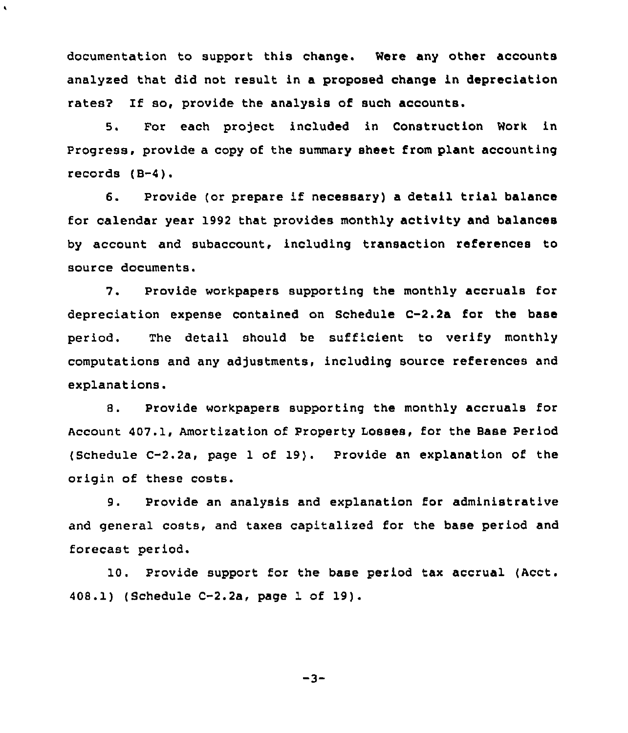documentation to support this change. Were any other accounts analyzed that did not result in a proposed change in depreciation rates? If so, provide the analysis of such accounts.

5. For each project included in Construction Work in Progress, provide a copy of the summary sheet from plant accounting records (B-4).

6. Provide (or prepare if necessary) a detail trial balance for calendar year 1992 that provides monthly activity and balances by account and subaccount, including transaction references to source documents.

7. Provide workpapers supporting the monthly accruals for depreciation expense contained on Schedule C-2.2a for the base period. The detail should be sufficient to verify monthly computations and any adjustments, including source references and explanations.

8. Provide workpapers supporting the monthly accruals for Account 407.1, Amortization of Property Losses, for the Base Period (Schedule C-2.2a, page 1 of 19). Provide an explanation of the origin of these costs.

9. Provide an analysis and explanation for administrative and general costs, and taxes capitalized for the base period and forecast period.

10. Provide support for the base period tax accrual (Acct. 408.1) (Schedule C-2.2a, page 1 of 19).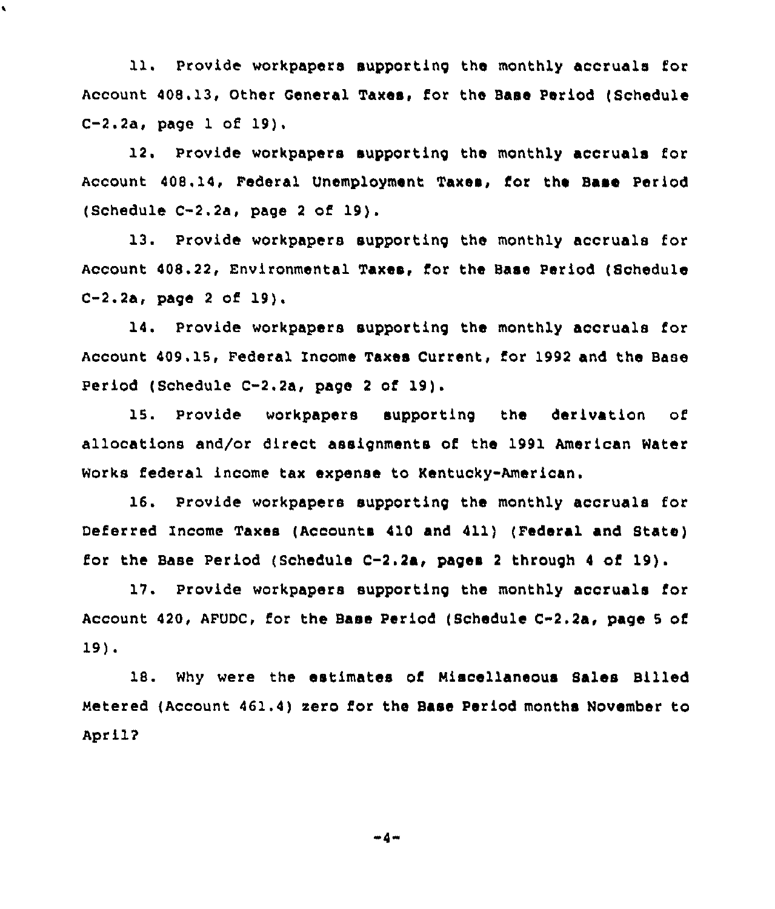11. Provide workpapers supporting the monthly accruals for Account 408.13, Other General Taxes, for the Base Period (Schedule C-2.2a, page 1 of 19).

12. Provide workpapers supporting the monthly accruals for Account 408.14, Federal Unemployment Taxes, for the Base Period (Schedule C-2.2a, page 2 of 19).

13. Provide workpapers supporting the monthly accruals for Account 408.22, Environmental Taxes, for the Base Period (Schedule C-2.2a, page 2 of 19).

14. Provide workpapers supporting the monthly accruals for Account 409.15, Federal Income Taxes Current, for 1992 and the Base Period (Schedule C-2.2a, page 2 of 19).

15. Provide workpapers supporting the derivation of allocations and/or direct assignments of the 1991 American Water Works federal income tax expense to Kentucky-American.

16. Provide workpapers supporting the monthly accruals for Deferred Income Taxes (Accounts 410 and 411) (Federal and State) for the Base Period (Schedule C-2.2a, pages 2 through 4 of 19).

17. Provide workpapers supporting the monthly accruals for Account 420, AFUDC, for the Base Period (Schedule C-2.2a, page 5 of 19).

18. Why were the estimates of Miscellaneous Sales Billed Metered (Account 461.4) zero for the Base Period months November to April?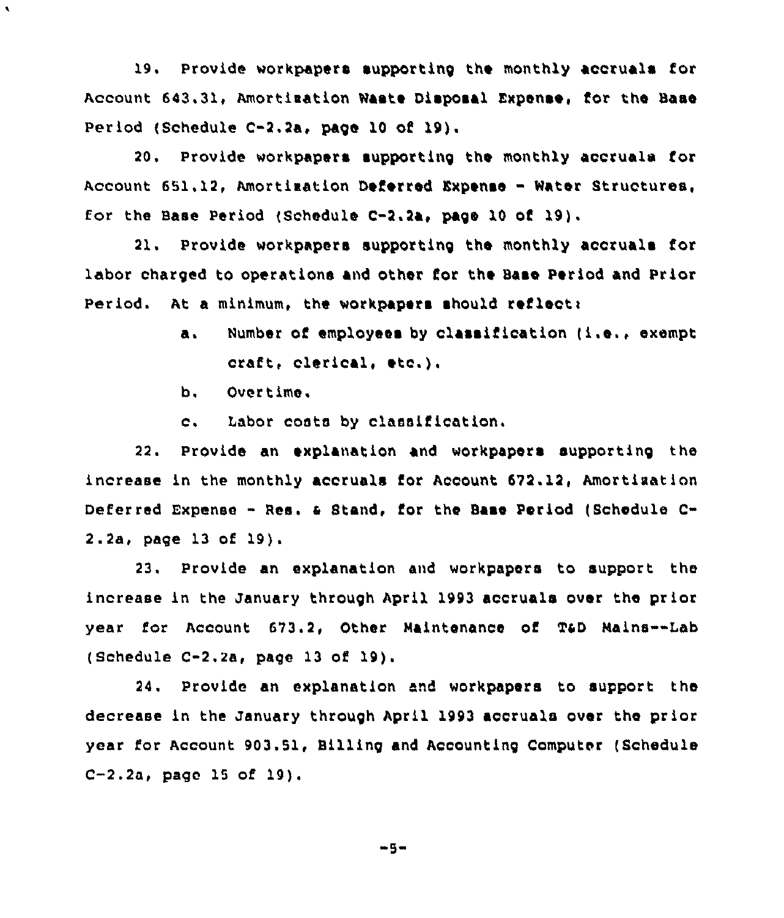19. Provide workpapers supporting the monthly accruals for Account 643.31, Amortization Waste Disposal Expense, for the Base Period (Schedule C-2.2a, page 10 of 19).

20. Provide workpapers supporting the monthly accruals for Account 651.12, Amortization Deferred Expense - Water Structures, for the Base Period (Schedule C-2.2a, page 10 of 19).

21. Provide workpapers supporting the monthly accruals for labor charged to operations and other for the Base Period and Prior Period. At a minimum, the workpapers should reflect:

a. Number of employees by classification (i.e., exempt craft, clerical, etc.).

b. Overtime.

c. Labor costs by classification.

22. Provide an explanation and workpapers supporting the increase in the monthly accruals for Account 672.12, Amortization Deferred Expense - Res. & Stand, for the Base Period (Schedule C-2.2a, page 13 of 19).

23. Provide an explanation and workpapers to support the increase in the January through April 1993 accruals over the prior year for Account 673.2, Other Maintenance of T&D Mains--Lab (Schedule C-2.2a, page 13 of 19).

24. Provide an explanation and workpapers to support the decrease in the January through April 1993 accruals over the prior year for Account 903.51, Billing and Accounting Computer (Schedule C-2.2a, page 15 of 19).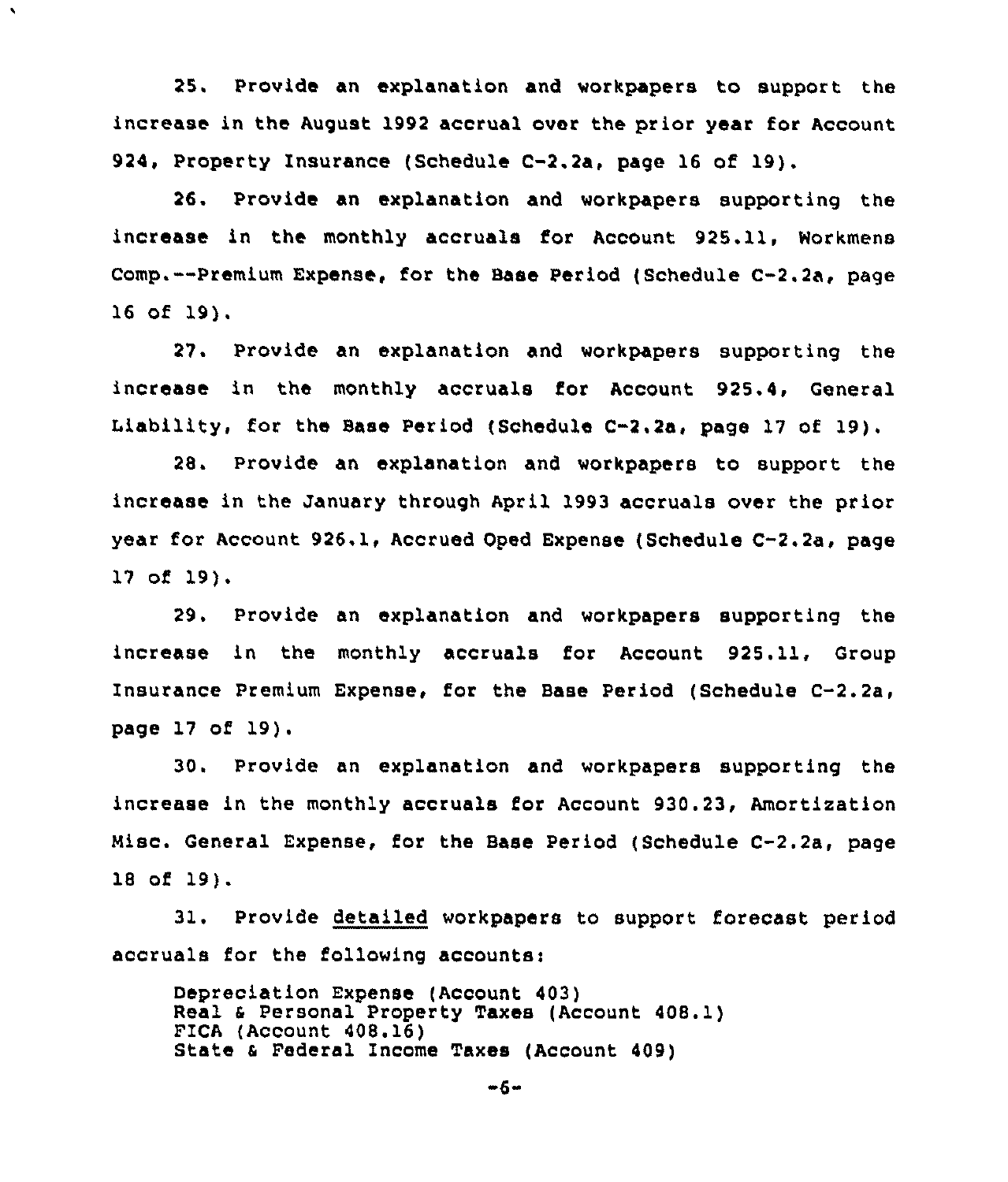25. Provide an explanation and workpapers to support the increase in the August 1992 accrual over the prior year for Account 924, Property Insurance (Schedule C-2.2a, page 16 of 19).

26. Provide an explanation and workpapers supporting the increase in the monthly accruals for Account 925.11, Workmens Comp.--Premium Expense, for the Base Period (Schedule C-2.2a, page 16 of 19).

27. Provide an explanation and workpapers supporting the increase in the monthly accruals for Account 925.4, General Liability, for the Base Period (Schedule C-2.2a, page 17 of 19).

28. Provide an explanation and workpapers to support the increase in the January through April 1993 accruals over the prior year for Account 926.1, Accrued Oped Expense (Schedule C-2.2a, page 17 of 19).

29. Provide an explanation and workpapers supporting the increase in the monthly accruals for Account 925.11, Group Insurance Premium Expense, for the Base Period (Schedule C-2.2a, page 17 of 19).

30. Provide an explanation and workpapers supporting the increase in the monthly accruals for Account 930.23, Amortization Misc. General Expense, for the Base Period (Schedule C-2.2a, page 18 of 19).

31. Provide detailed workpapers to support forecast period accruals for the following accounts:

Depreciation Expense (Account 403)
Real & Personal Property Taxes (Account 408.1)
FICA (Account 408.16)
State & Federal Income Taxes (Account 409)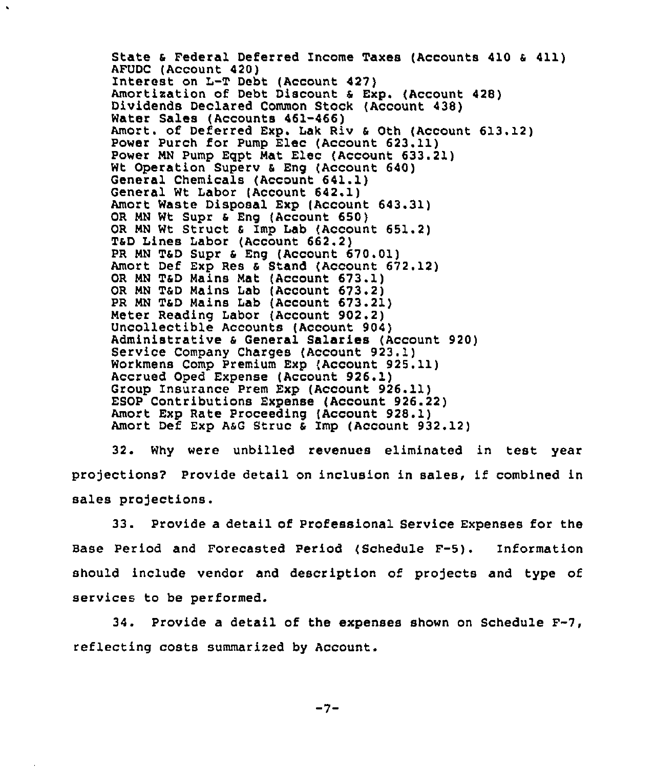State & Federal Deferred Income Taxes (Accounts 410 & 411)
AFUDC (Account 420)
Interest on L-T Debt (Account 427)
Amortization of Debt Discount & Exp. (Account 428)
Dividends Declared Common Stock (Account 438)
Water Sales (Accounts 461-466)
Amort. of Deferred Exp. Lak Riv & Oth (Account 613.12)
Power Purch for Pump Elec (Account 623.11)
Power MN Pump Eqpt Mat Elec (Account 633.21)
Wt Operation Superv & Eng (Account 640)
General Chemicals (Account 641.1)
General Wt Labor (Account 642.1)
Amort Waste Disposal Exp (Account 643.31)
OR MN Wt Supr & Eng (Account 650)
OR MN Wt Struct & Imp Lab (Account 651.2)
T&D Lines Labor (Account 662.2)
PR MN T&D Supr & Eng (Account 670.01)
Amort Def Exp Res & Stand (Account 672.12)
OR MN T&D Mains Mat (Account 673.1)
OR MN T&D Mains Lab (Account 673.2)
PR MN T&D Mains Lab (Account 673.21)
Meter Reading Labor (Account 902.2)
Uncollectible Accounts (Account 904)
Administrative & General Salaries (Account 920)
Service Company Charges (Account 923.1)
Workmens Comp Premium Exp (Account 925.11)
Accrued Oped Expense (Account 926.1)
Group Insurance Prem Exp (Account 926.11)
ESOP Contributions Expense (Account 926.22)
Amort Exp Rate Proceeding (Account 928.1)
Amort Def Exp A&G Struc & Imp (Account 932.12)

32. Why were unbilled revenues eliminated in test year projections? Provide detail on inclusion in sales, if combined in sales projections.

33. Provide a detail of Professional Service Expenses for the Base Period and Forecasted Period (Schedule F-5). Information should include vendor and description of projects and type of services to be performed.

34. Provide a detail of the expenses shown on Schedule F-7, reflecting costs summarized by Account.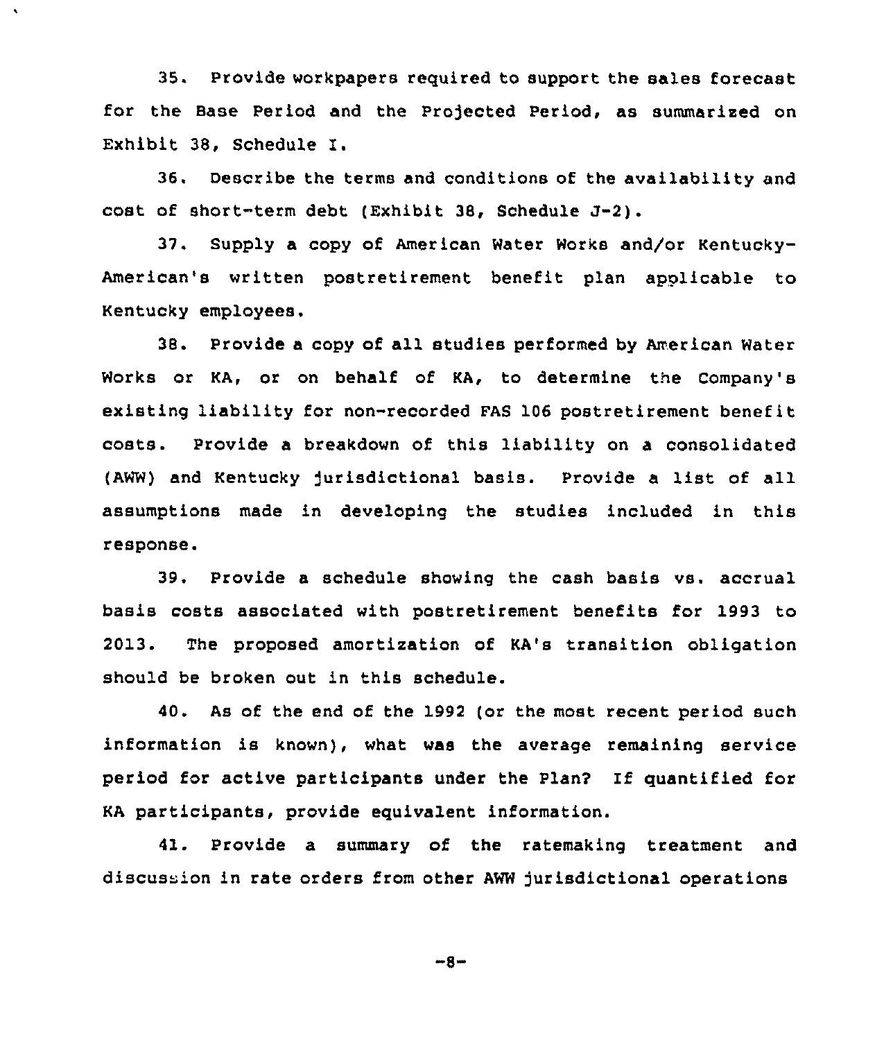35. Provide workpapers required to support the sales forecast for the Base Period and the Projected Period, as summarized on Exhibit 38, Schedule I.

36. Describe the terms and conditions of the availability and cost of short-term debt (Exhibit 38, Schedule J-2).

37. Supply a copy of American Water Works and/or Kentucky-American's written postretirement benefit plan applicable to Kentucky employees.

38. Provide a copy of all studies performed by American Water Works or KA, or on behalf of KA, to determine the Company's existing liability for non-recorded FAS 106 postretirement benefit costs. Provide a breakdown of this liability on a consolidated (AWW) and Kentucky jurisdictional basis. Provide a list of all assumptions made in developing the studies included in this response.

39. Provide a schedule showing the cash basis vs. accrual basis costs associated with postretirement benefits for 1993 to 2013. The proposed amortization of KA's transition obligation should be broken out in this schedule.

40. As of the end of the 1992 (or the most recent period such information is known), what was the average remaining service period for active participants under the Plan? If quantified for KA participants, provide equivalent information.

41. Provide a summary of the ratemaking treatment and discussion in rate orders from other AWW jurisdictional operations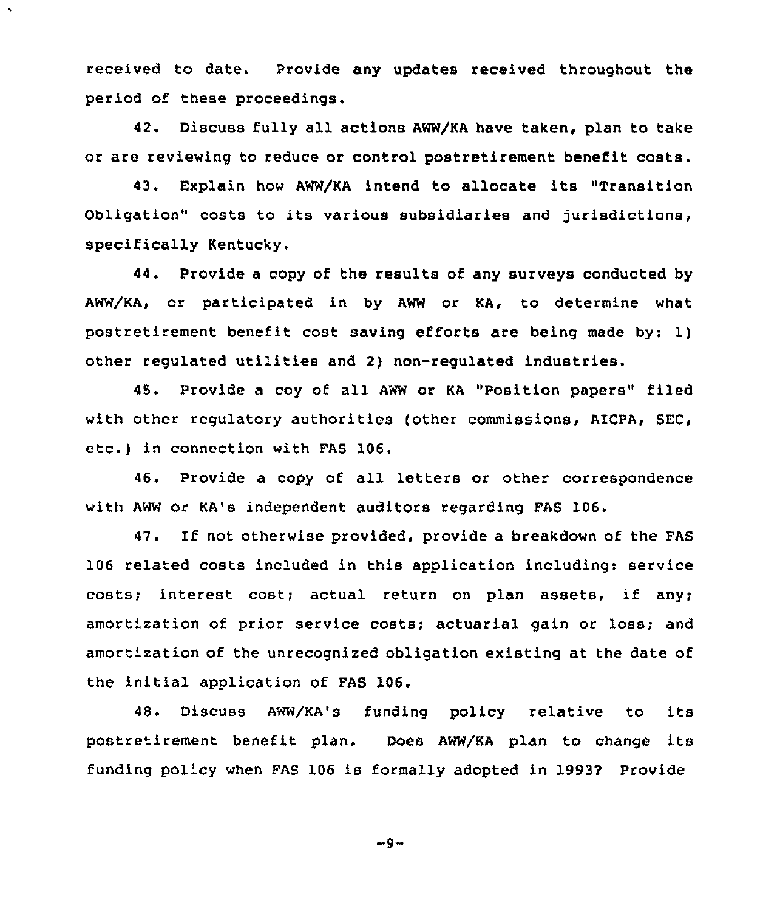received to date. Provide any updates received throughout the period of these proceedings.

42. Discuss fully all actions AWW/KA have taken, plan to take or are reviewing to reduce or control postretirement benefit costs.

43. Explain how AWW/KA intend to allocate its "Transition Obligation" costs to its various subsidiaries and jurisdictions, specifically Kentucky.

44. Provide a copy of the results of any surveys conducted by AWW/KA, or participated in by AWW or KA, to determine what postretirement benefit cost saving efforts are being made by: 1) other regulated utilities and 2) non-regulated industries.

45. Provide a coy of all AWW or KA "Position papers" filed with other regulatory authorities (other commissions, AICPA, SEC, etc.) in connection with FAS 106.

46. Provide a copy of all letters or other correspondence with AWW or KA's independent auditors regarding FAS 106.

47. If not otherwise provided, provide a breakdown of the FAS 106 related costs included in this application including: service costs; interest cost; actual return on plan assets, if any; amortization of prior service costs; actuarial gain or loss; and amortization of the unrecognized obligation existing at the date of the initial application of FAS 106.

48. Discuss AWW/KA's funding policy relative to its postretirement benefit plan. Does AWW/KA plan to change its funding policy when FAS 106 is formally adopted in 1993? Provide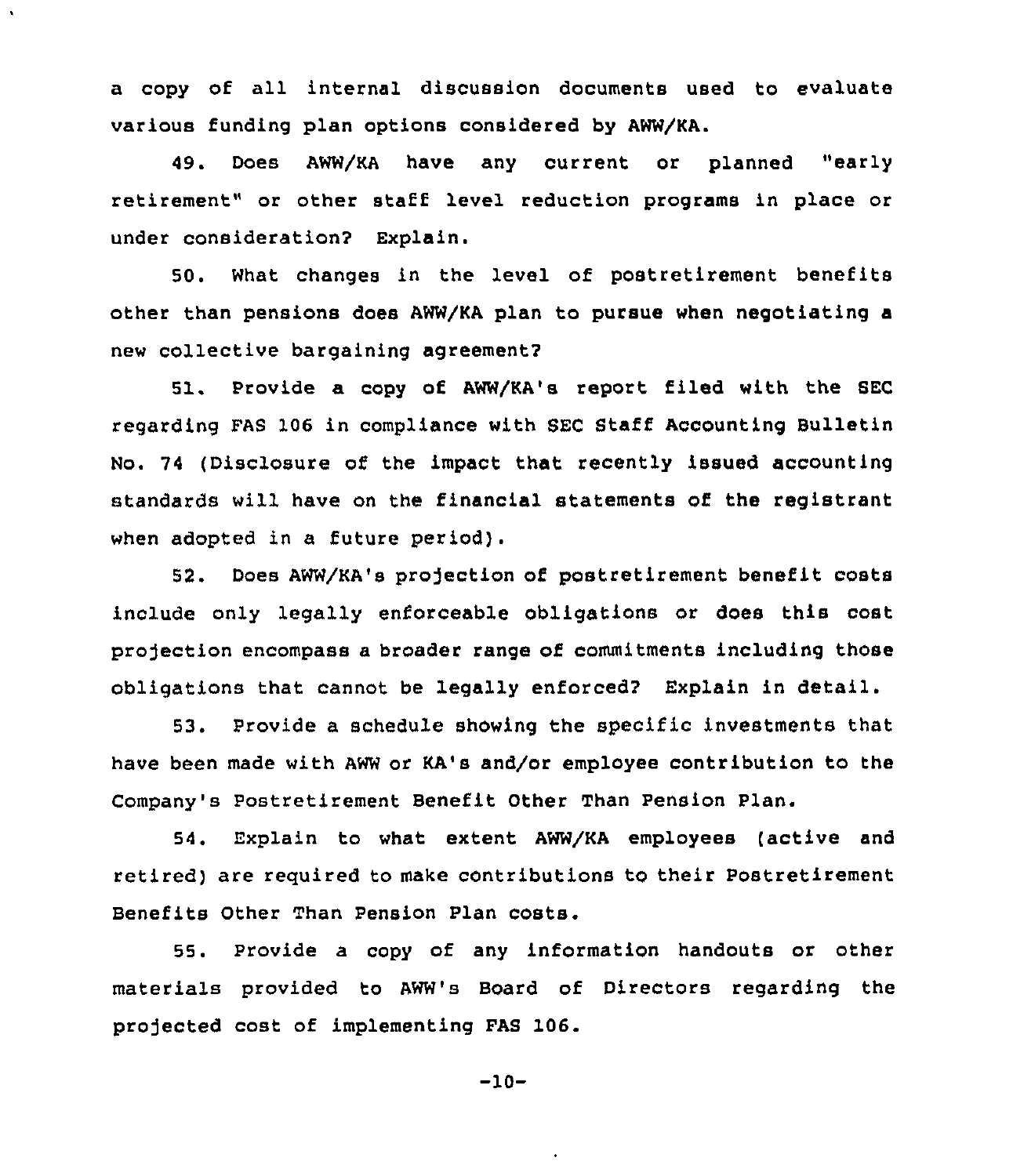a copy of all internal discussion documents used to evaluate various funding plan options considered by AWW/KA.

49. Does AWW/KA have any current or planned "early retirement" or other staff level reduction programs in place or under consideration? Explain.

50. What changes in the level of postretirement benefits other than pensions does AWW/KA plan to pursue when negotiating a new collective bargaining agreement?

51. Provide a copy of AWW/KA's report filed with the SEC regarding FAS 106 in compliance with SEC Staff Accounting Bulletin No. 74 (Disclosure of the impact that recently issued accounting standards will have on the financial statements of the registrant when adopted in a future period).

52. Does AWW/KA's projection of postretirement benefit costs include only legally enforceable obligations or does this cost projection encompass a broader range of commitments including those obligations that cannot be legally enforced? Explain in detail.

53. Provide a schedule showing the specific investments that have been made with AWW or KA's and/or employee contribution to the Company's Postretirement Benefit Other Than Pension Plan.

54. Explain to what extent AWW/KA employees (active and retired) are required to make contributions to their Postretirement Benefits Other Than Pension Plan costs.

55. Provide a copy of any information handouts or other materials provided to AWW's Board of Directors regarding the projected cost of implementing FAS 106.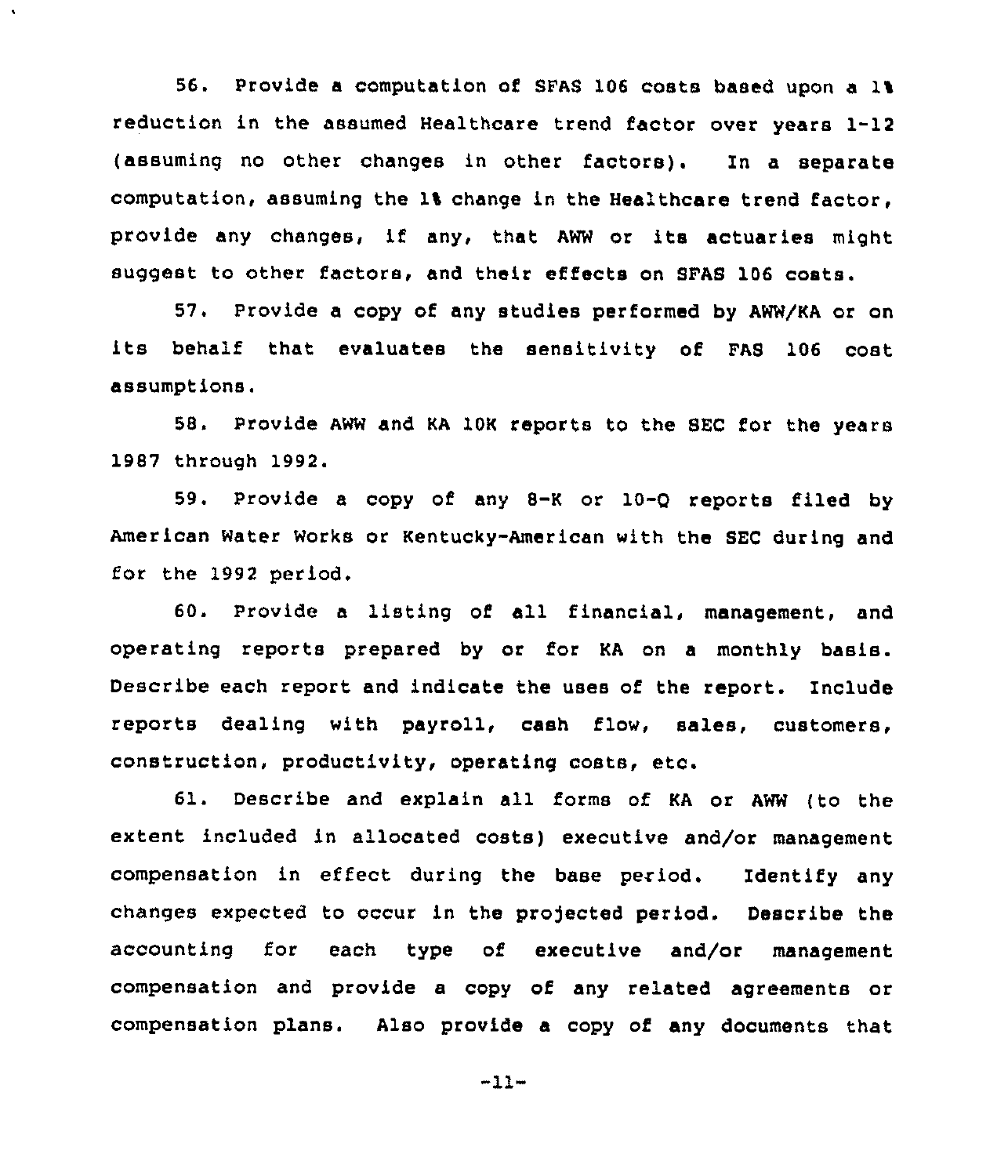56. Provide a computation of SFAS 106 costs based upon a 1% reduction in the assumed Healthcare trend factor over years 1-12 (assuming no other changes in other factors). In a separate computation, assuming the 1% change in the Healthcare trend factor, provide any changes, if any, that AWW or its actuaries might suggest to other factors, and their effects on SFAS 106 costs.

57. Provide a copy of any studies performed by AWW/KA or on its behalf that evaluates the sensitivity of FAS 106 cost assumptions.

58. Provide AWW and KA 10K reports to the SEC for the years 1987 through 1992.

59. Provide a copy of any 8-K or 10-Q reports filed by American Water Works or Kentucky-American with the SEC during and for the 1992 period.

60. Provide a listing of all financial, management, and operating reports prepared by or for KA on a monthly basis. Describe each report and indicate the uses of the report. Include reports dealing with payroll, cash flow, sales, customers, construction, productivity, operating costs, etc.

61. Describe and explain all forms of KA or AWW (to the extent included in allocated costs) executive and/or management compensation in effect during the base period. Identify any changes expected to occur in the projected period. Describe the accounting for each type of executive and/or management compensation and provide a copy of any related agreements or compensation plans. Also provide a copy of any documents that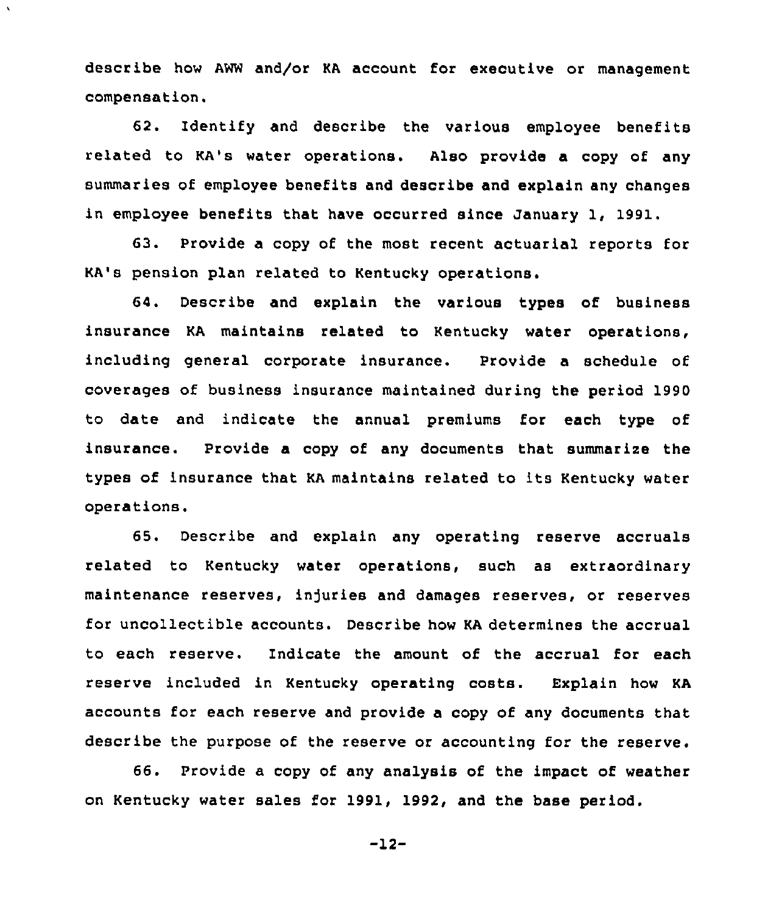describe how AWW and/or KA account for executive or management compensation.

62. Identify and describe the various employee benefits related to KA's water operations. Also provide a copy of any summaries of employee benefits and describe and explain any changes in employee benefits that have occurred since January 1, 1991.

63. Provide a copy of the most recent actuarial reports for KA's pension plan related to Kentucky operations.

64. Describe and explain the various types of business insurance KA maintains related to Kentucky water operations, including general corporate insurance. Provide a schedule of coverages of business insurance maintained during the period 1990 to date and indicate the annual premiums for each type of insurance. Provide a copy of any documents that summarize the types of insurance that KA maintains related to its Kentucky water operations.

65. Describe and explain any operating reserve accruals related to Kentucky water operations, such as extraordinary maintenance reserves, injuries and damages reserves, or reserves for uncollectible accounts. Describe how KA determines the accrual to each reserve. Indicate the amount of the accrual for each reserve included in Kentucky operating costs. Explain how KA accounts for each reserve and provide a copy of any documents that describe the purpose of the reserve or accounting for the reserve.

66. Provide a copy of any analysis of the impact of weather on Kentucky water sales for 1991, 1992, and the base period.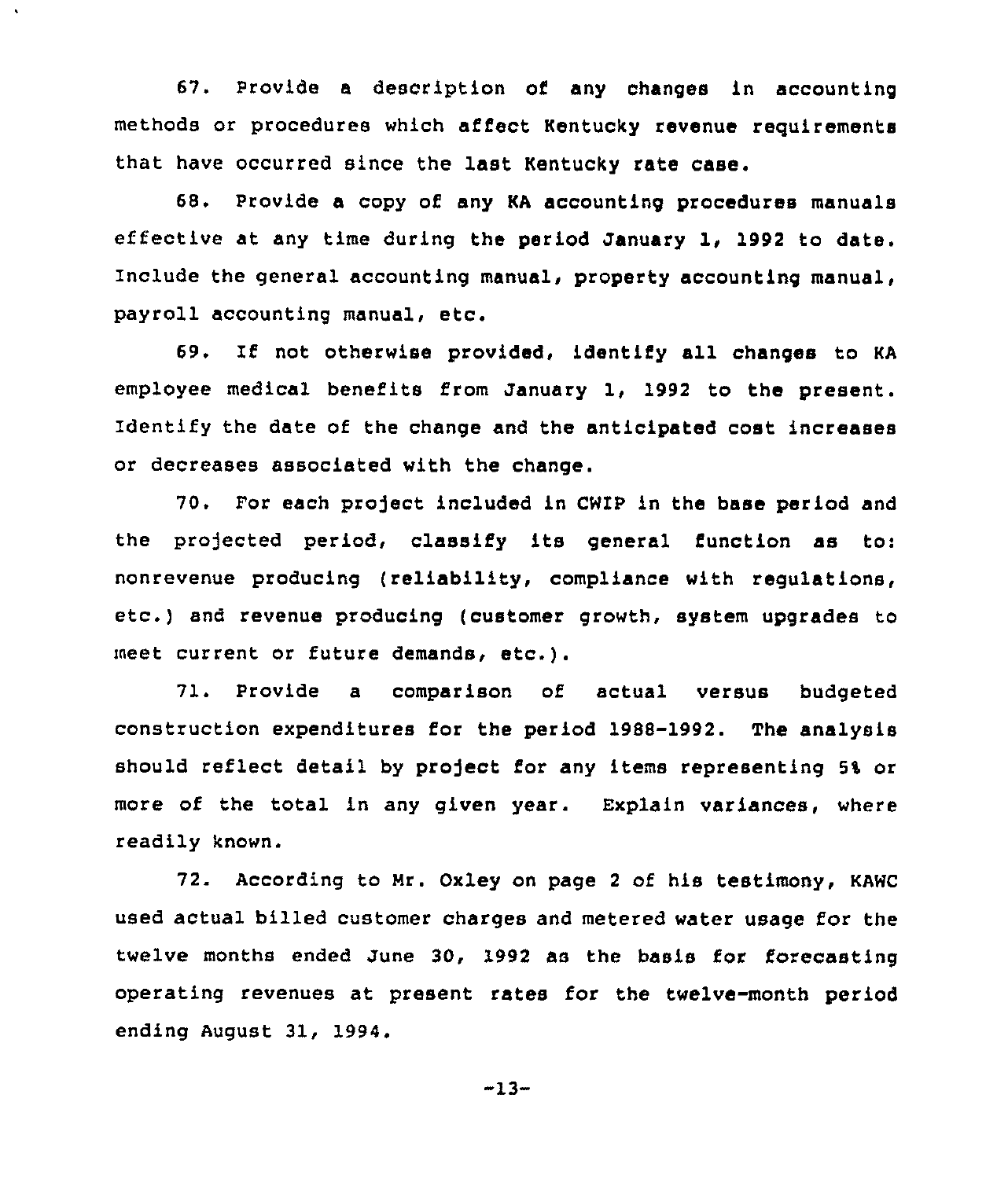67. Provide a description of any changes in accounting methods or procedures which affect Kentucky revenue requirements that have occurred since the last Kentucky rate case.

68. Provide a copy of any KA accounting procedures manuals effective at any time during the period January 1, 1992 to date. Include the general accounting manual, property accounting manual, payroll accounting manual, etc.

69. If not otherwise provided, identify all changes to KA employee medical benefits from January 1, 1992 to the present. Identify the date of the change and the anticipated cost increases or decreases associated with the change.

70. For each project included in CWIP in the base period and the projected period, classify its general function as to: nonrevenue producing (reliability, compliance with regulations, etc.) and revenue producing (customer growth, system upgrades to meet current or future demands, etc.).

71. Provide a comparison of actual versus budgeted construction expenditures for the period 1988-1992. The analysis should reflect detail by project for any items representing 5% or more of the total in any given year. Explain variances, where readily known.

72. According to Mr. Oxley on page 2 of his testimony, KAWC used actual billed customer charges and metered water usage for the twelve months ended June 30, 1992 as the basis for forecasting operating revenues at present rates for the twelve-month period ending August 31, 1994.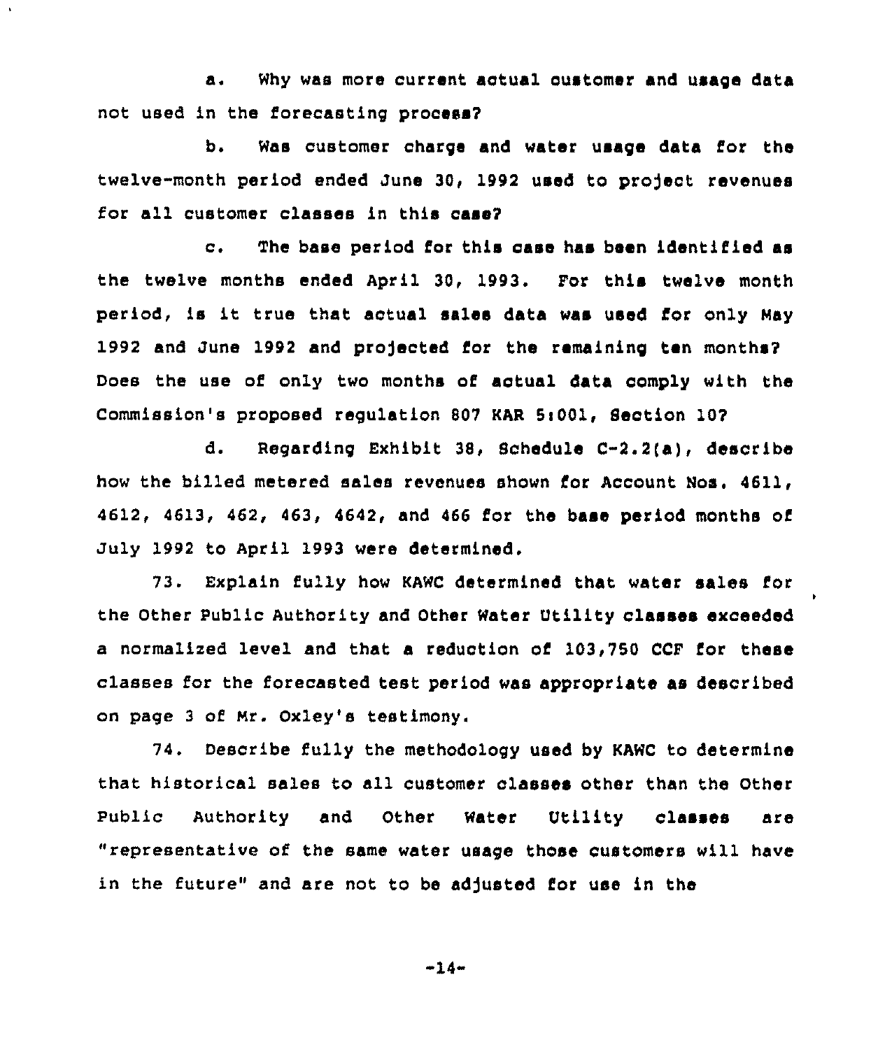a. Why was more current actual customer and usage data not used in the forecasting process?

b. Was customer charge and water usage data for the twelve-month period ended June 30, 1992 used to project revenues for all customer classes in this case?

c. The base period for this case has been identified as the twelve months ended April 30, 1993. For this twelve month period, is it true that actual sales data was used for only May 1992 and June 1992 and projected for the remaining ten months? Does the use of only two months of actual data comply with the Commission's proposed regulation 807 KAR 5:001, Section 10?

d. Regarding Exhibit 38, Schedule C-2.2(a), describe how the billed metered sales revenues shown for Account Nos. 4611, 4612, 4613, 462, 463, 4642, and 466 for the base period months of July 1992 to April 1993 were determined.

73. Explain fully how KAWC determined that water sales for the Other Public Authority and Other Water Utility classes exceeded a normalized level and that a reduction of 103,750 CCF for these classes for the forecasted test period was appropriate as described on page 3 of Mr. Oxley's testimony.

74. Describe fully the methodology used by KAWC to determine that historical sales to all customer classes other than the Other Public Authority and Other Water Utility classes are "representative of the same water usage those customers will have in the future" and are not to be adjusted for use in the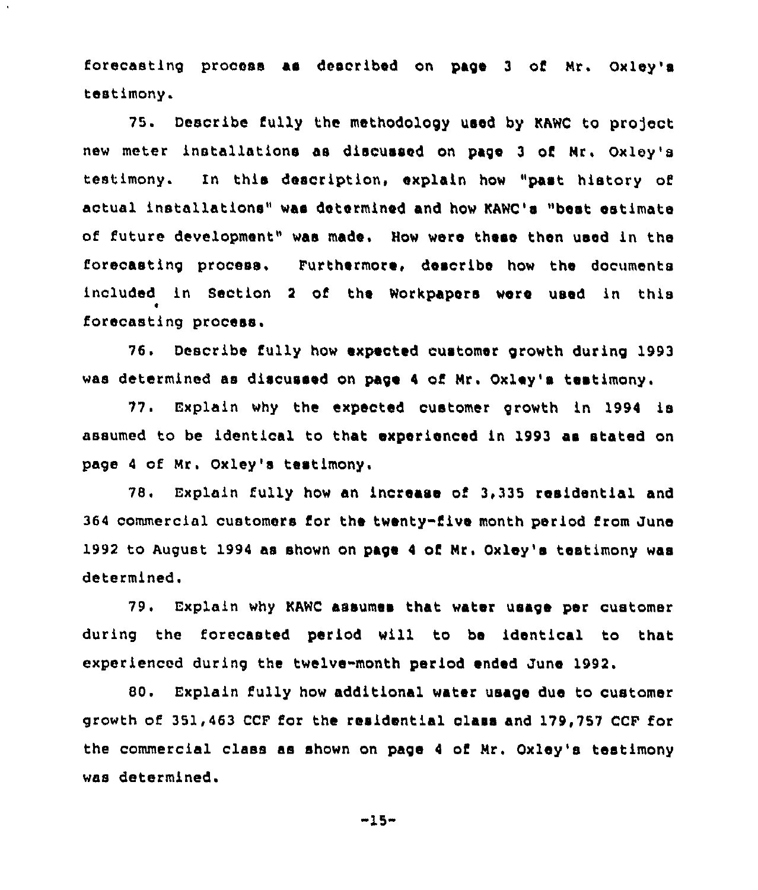forecasting process as described on page 3 of Mr. Oxley's testimony.

75. Describe fully the methodology used by KAWC to project new meter installations as discussed on page 3 of Mr. Oxley's testimony. In this description, explain how "past history of actual installations" was determined and how KAWC's "best estimate of future development" was made. How were these then used in the forecasting process. Furthermore, describe how the documents included in Section 2 of the Workpapers were used in this forecasting process.

76. Describe fully how expected customer growth during 1993 was determined as discussed on page 4 of Mr. Oxley's testimony.

77. Explain why the expected customer growth in 1994 is assumed to be identical to that experienced in 1993 as stated on page 4 of Mr. Oxley's testimony.

78. Explain fully how an increase of 3,335 residential and 364 commercial customers for the twenty-five month period from June 1992 to August 1994 as shown on page 4 of Mr. Oxley's testimony was determined.

79. Explain why KAWC assumes that water usage per customer during the forecasted period will to be identical to that experienced during the twelve-month period ended June 1992.

80. Explain fully how additional water usage due to customer growth of 351,463 CCF for the residential class and 179,757 CCF for the commercial class as shown on page 4 of Mr. Oxley's testimony was determined.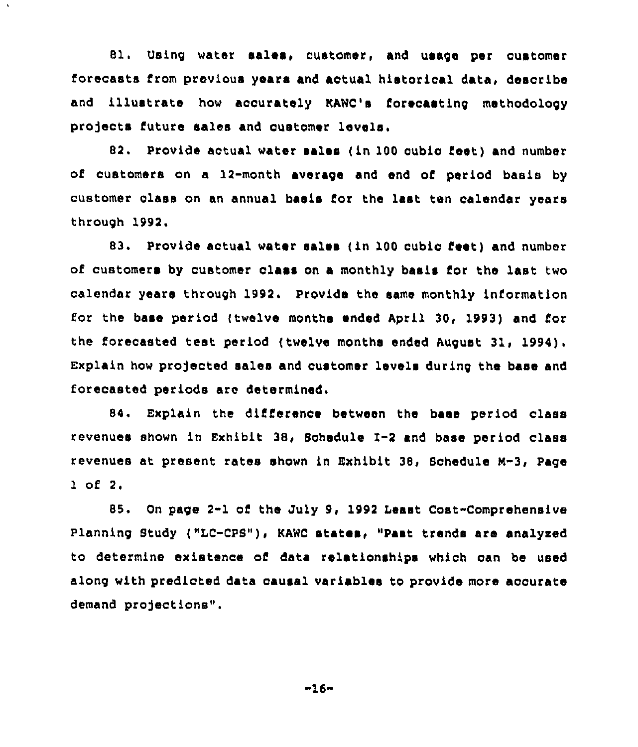81. Using water sales, customer, and usage per customer forecasts from previous years and actual historical data, describe and illustrate how accurately KAWC's forecasting methodology projects future sales and customer levels.

82. Provide actual water sales (in 100 cubic feet) and number of customers on a 12-month average and end of period basis by customer class on an annual basis for the last ten calendar years through 1992.

83. Provide actual water sales (in 100 cubic feet) and number of customers by customer class on a monthly basis for the last two calendar years through 1992. Provide the same monthly information for the base period (twelve months ended April 30, 1993) and for the forecasted test period (twelve months ended August 31, 1994). Explain how projected sales and customer levels during the base and forecasted periods are determined.

84. Explain the difference between the base period class revenues shown in Exhibit 38, Schedule I-2 and base period class revenues at present rates shown in Exhibit 38, Schedule M-3, Page 1 of 2.

85. On page 2-1 of the July 9, 1992 Least Cost-Comprehensive Planning Study ("LC-CPS"), KAWC states, "Past trends are analyzed to determine existence of data relationships which can be used along with predicted data causal variables to provide more accurate demand projections".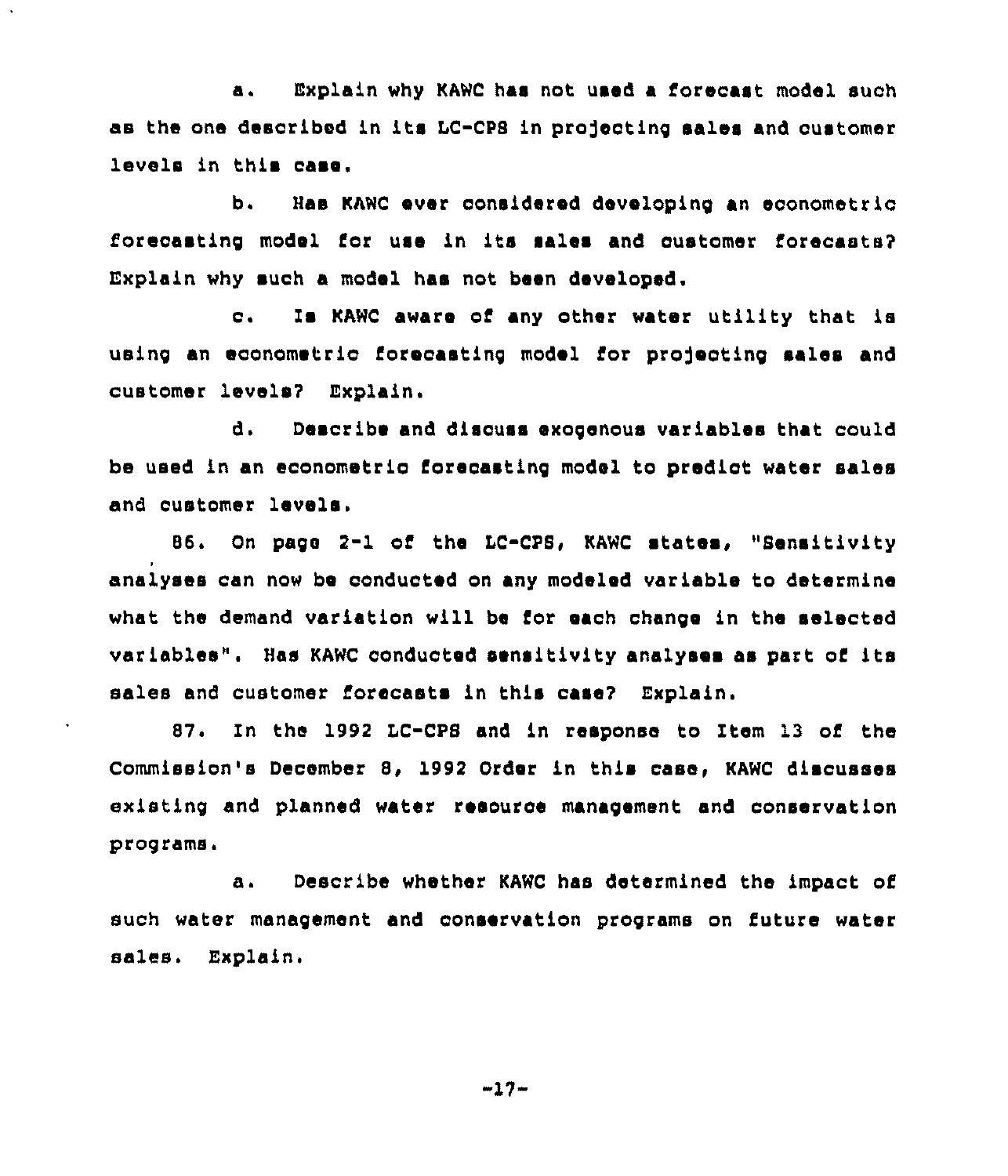a. Explain why KAWC has not used a forecast model such as the one described in its LC-CPS in projecting sales and customer levels in this case.

b. Has KAWC ever considered developing an econometric forecasting model for use in its sales and customer forecasts? Explain why such a model has not been developed.

c. Is KAWC aware of any other water utility that is using an econometric forecasting model for projecting sales and customer levels? Explain.

d. Describe and discuss exogenous variables that could be used in an econometric forecasting model to predict water sales and customer levels.

86. On page 2-1 of the LC-CPS, KAWC states, "Sensitivity analyses can now be conducted on any modeled variable to determine what the demand variation will be for each change in the selected variables". Has KAWC conducted sensitivity analyses as part of its sales and customer forecasts in this case? Explain.

87. In the 1992 LC-CPS and in response to Item 13 of the Commission's December 8, 1992 Order in this case, KAWC discusses existing and planned water resource management and conservation programs.

a. Describe whether KAWC has determined the impact of such water management and conservation programs on future water sales. Explain.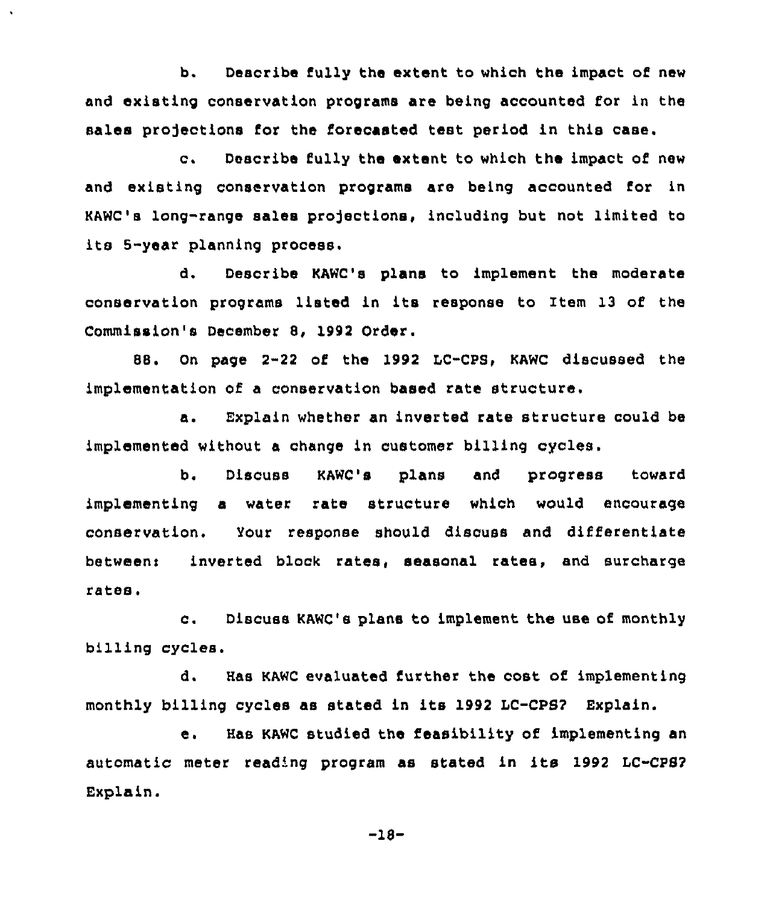b. Describe fully the extent to which the impact of new and existing conservation programs are being accounted for in the sales projections for the forecasted test period in this case.

c. Describe fully the extent to which the impact of new and existing conservation programs are being accounted for in KAWC's long-range sales projections, including but not limited to its 5-year planning process.

d. Describe KAWC's plans to implement the moderate conservation programs listed in its response to Item 13 of the Commission's December 8, 1992 Order.

88. On page 2-22 of the 1992 LC-CPS, KAWC discussed the implementation of a conservation based rate structure.

a. Explain whether an inverted rate structure could be implemented without a change in customer billing cycles.

b. Discuss KAWC's plans and progress toward implementing a water rate structure which would encourage conservation. Your response should discuss and differentiate between: inverted block rates, seasonal rates, and surcharge rates.

c. Discuss KAWC's plans to implement the use of monthly billing cycles.

d. Has KAWC evaluated further the cost of implementing monthly billing cycles as stated in its 1992 LC-CPS? Explain.

e. Has KAWC studied the feasibility of implementing an automatic meter reading program as stated in its 1992 LC-CPS? Explain.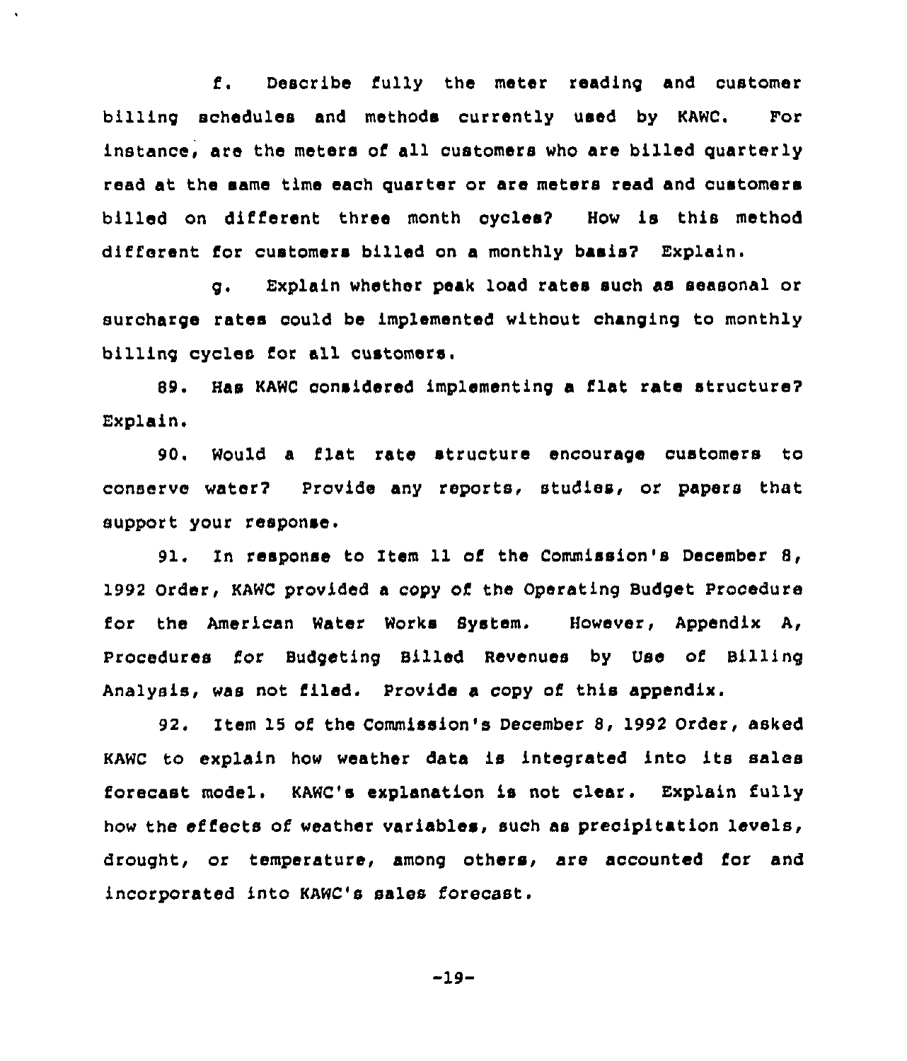f. Describe fully the meter reading and customer billing schedules and methods currently used by KAWC. For instance, are the meters of all customers who are billed quarterly read at the same time each quarter or are meters read and customers billed on different three month cycles? How is this method different for customers billed on a monthly basis? Explain.

g. Explain whether peak load rates such as seasonal or surcharge rates could be implemented without changing to monthly billing cycles for all customers.

89. Has KAWC considered implementing a flat rate structure? Explain.

90. Would a flat rate structure encourage customers to conserve water? Provide any reports, studies, or papers that support your response.

91. In response to Item 11 of the Commission's December 8, 1992 Order, KAWC provided a copy of the Operating Budget Procedure for the American Water Works System. However, Appendix A, Procedures for Budgeting Billed Revenues by Use of Billing Analysis, was not filed. Provide a copy of this appendix.

92. Item 15 of the Commission's December 8, 1992 Order, asked KAWC to explain how weather data is integrated into its sales forecast model. KAWC's explanation is not clear. Explain fully how the effects of weather variables, such as precipitation levels, drought, or temperature, among others, are accounted for and incorporated into KAWC's sales forecast.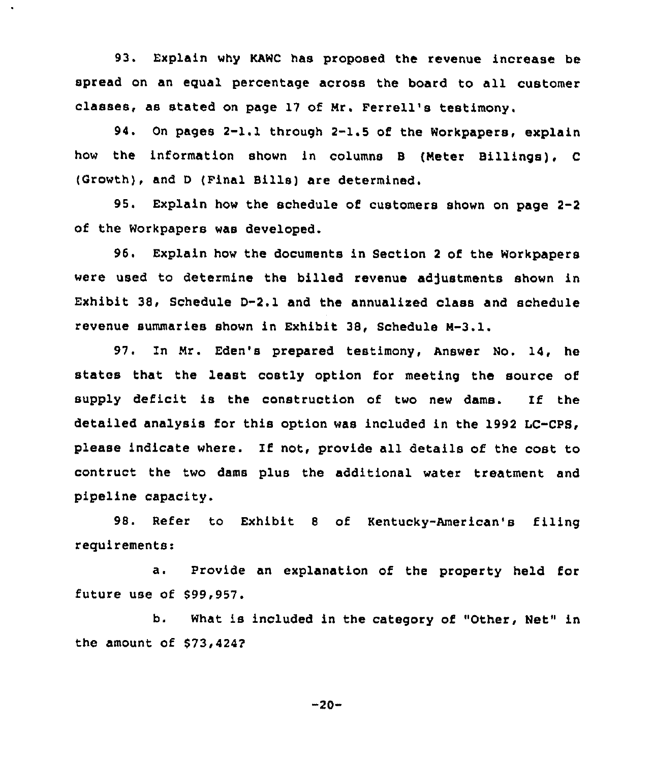93. Explain why KAWC has proposed the revenue increase be spread on an equal percentage across the board to all customer classes, as stated on page 17 of Mr. Ferrell's testimony.

94. On pages 2-1.1 through 2-1.5 of the Workpapers, explain how the information shown in columns B (Meter Billings), C (Growth), and D (Final Bills) are determined.

95. Explain how the schedule of customers shown on page 2-2 of the Workpapers was developed.

96. Explain how the documents in Section 2 of the Workpapers were used to determine the billed revenue adjustments shown in Exhibit 38, Schedule D-2.1 and the annualized class and schedule revenue summaries shown in Exhibit 38, Schedule M-3.1.

97. In Mr. Eden's prepared testimony, Answer No. 14, he states that the least costly option for meeting the source of supply deficit is the construction of two new dams. If the detailed analysis for this option was included in the 1992 LC-CPS, please indicate where. If not, provide all details of the cost to contruct the two dams plus the additional water treatment and pipeline capacity.

98. Refer to Exhibit 8 of Kentucky-American's filing requirements:

a. Provide an explanation of the property held for future use of $99,957.

b. What is included in the category of "Other, Net" in the amount of $73,424?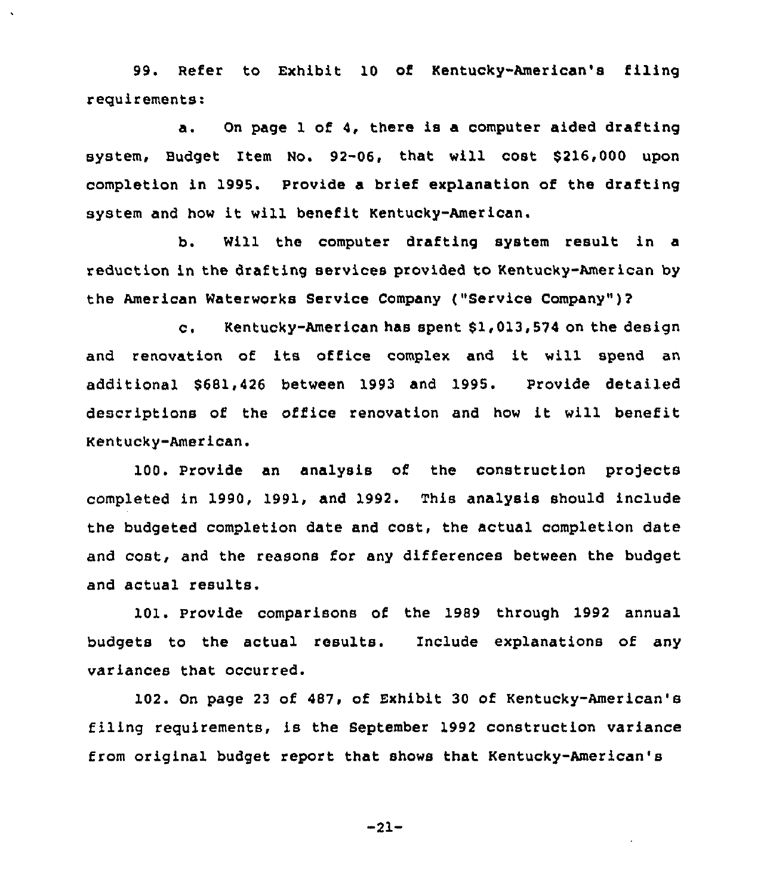99. Refer to Exhibit 10 of Kentucky-American's filing requirements:

a. On page 1 of 4, there is a computer aided drafting system, Budget Item No. 92-06, that will cost $216,000 upon completion in 1995. Provide a brief explanation of the drafting system and how it will benefit Kentucky-American.

b. Will the computer drafting system result in a reduction in the drafting services provided to Kentucky-American by the American Waterworks Service Company ("Service Company")?

c. Kentucky-American has spent $1,013,574 on the design and renovation of its office complex and it will spend an additional $681,426 between 1993 and 1995. Provide detailed descriptions of the office renovation and how it will benefit Kentucky-American.

100. Provide an analysis of the construction projects completed in 1990, 1991, and 1992. This analysis should include the budgeted completion date and cost, the actual completion date and cost, and the reasons for any differences between the budget and actual results.

101. Provide comparisons of the 1989 through 1992 annual budgets to the actual results. Include explanations of any variances that occurred.

102. On page 23 of 487, of Exhibit 30 of Kentucky-American's filing requirements, is the September 1992 construction variance from original budget report that shows that Kentucky-American's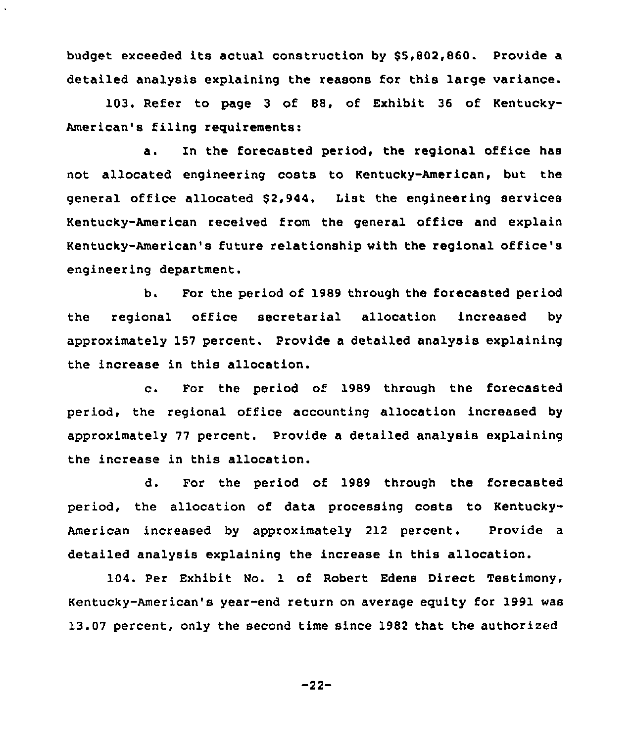budget exceeded its actual construction by $5,802,860. Provide a detailed analysis explaining the reasons for this large variance.

103. Refer to page 3 of 88, of Exhibit 36 of Kentucky-American's filing requirements:

a. In the forecasted period, the regional office has not allocated engineering costs to Kentucky-American, but the general office allocated $2,944. List the engineering services Kentucky-American received from the general office and explain Kentucky-American's future relationship with the regional office's engineering department.

b. For the period of 1989 through the forecasted period the regional office secretarial allocation increased by approximately 157 percent. Provide a detailed analysis explaining the increase in this allocation.

c. For the period of 1989 through the forecasted period, the regional office accounting allocation increased by approximately 77 percent. Provide a detailed analysis explaining the increase in this allocation.

d. For the period of 1989 through the forecasted period, the allocation of data processing costs to Kentucky-American increased by approximately 212 percent. Provide a detailed analysis explaining the increase in this allocation.

104. Per Exhibit No. 1 of Robert Edens Direct Testimony, Kentucky-American's year-end return on average equity for 1991 was 13.07 percent, only the second time since 1982 that the authorized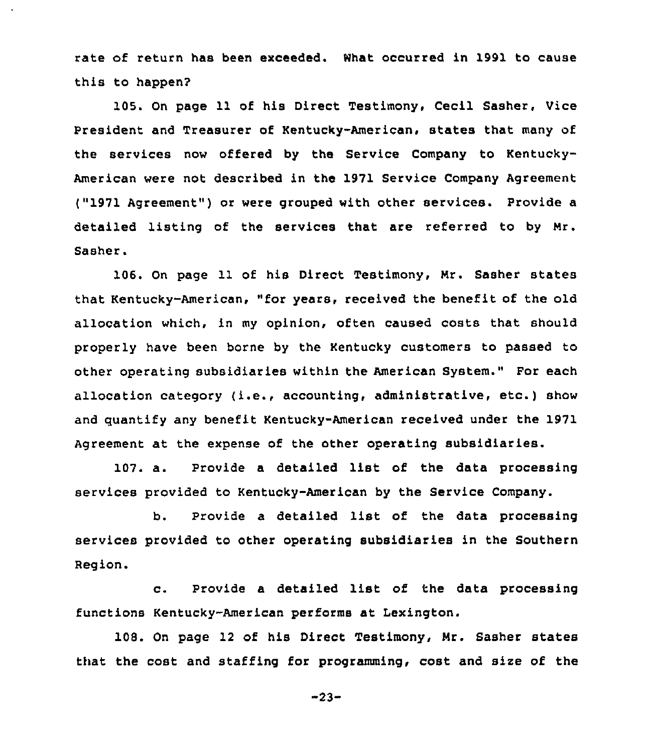rate of return has been exceeded. What occurred in 1991 to cause this to happen?

105. On page 11 of his Direct Testimony, Cecil Sasher, Vice President and Treasurer of Kentucky-American, states that many of the services now offered by the Service Company to Kentucky-American were not described in the 1971 Service Company Agreement ("1971 Agreement") or were grouped with other services. Provide a detailed listing of the services that are referred to by Mr. Sasher.

106. On page 11 of his Direct Testimony, Mr. Sasher states that Kentucky-American, "for years, received the benefit of the old allocation which, in my opinion, often caused costs that should properly have been borne by the Kentucky customers to passed to other operating subsidiaries within the American System." For each allocation category (i.e., accounting, administrative, etc.) show and quantify any benefit Kentucky-American received under the 1971 Agreement at the expense of the other operating subsidiaries.

107. a. Provide a detailed list of the data processing services provided to Kentucky-American by the Service Company.

b. Provide a detailed list of the data processing services provided to other operating subsidiaries in the Southern Region.

c. Provide a detailed list of the data processing functions Kentucky-American performs at Lexington.

108. On page 12 of his Direct Testimony, Mr. Sasher states that the cost and staffing for programming, cost and size of the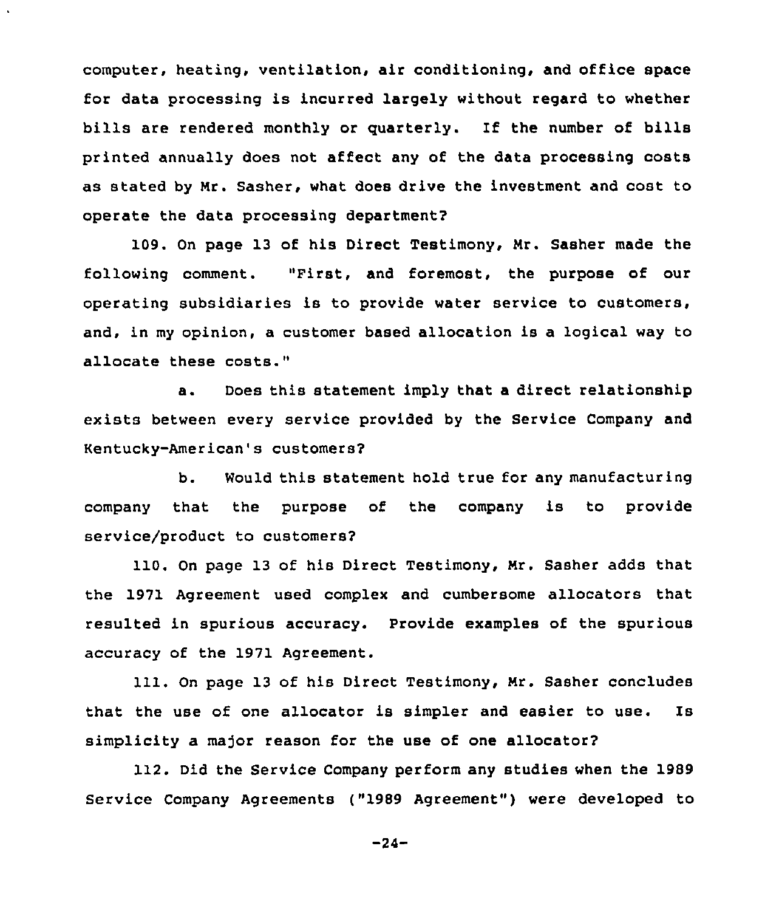computer, heating, ventilation, air conditioning, and office space for data processing is incurred largely without regard to whether bills are rendered monthly or quarterly. If the number of bills printed annually does not affect any of the data processing costs as stated by Mr. Sasher, what does drive the investment and cost to operate the data processing department?

109. On page 13 of his Direct Testimony, Mr. Sasher made the following comment. "First, and foremost, the purpose of our operating subsidiaries is to provide water service to customers, and, in my opinion, a customer based allocation is a logical way to allocate these costs."

a. Does this statement imply that a direct relationship exists between every service provided by the Service Company and Kentucky-American's customers?

b. Would this statement hold true for any manufacturing company that the purpose of the company is to provide service/product to customers?

110. On page 13 of his Direct Testimony, Mr. Sasher adds that the 1971 Agreement used complex and cumbersome allocators that resulted in spurious accuracy. Provide examples of the spurious accuracy of the 1971 Agreement.

111. On page 13 of his Direct Testimony, Mr. Sasher concludes that the use of one allocator is simpler and easier to use. Is simplicity a major reason for the use of one allocator?

112. Did the Service Company perform any studies when the 1989 Service Company Agreements ("1989 Agreement") were developed to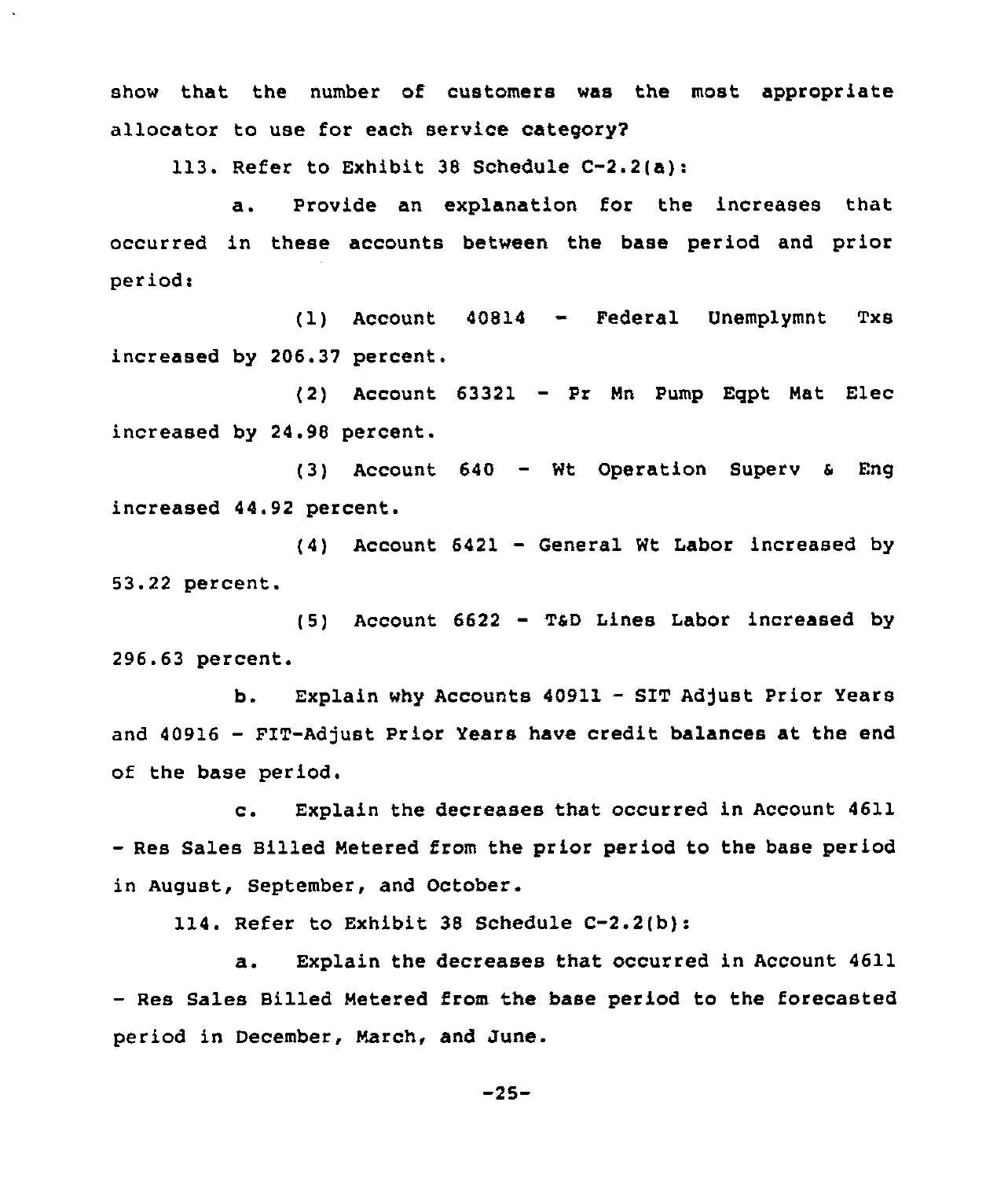show that the number of customers was the most appropriate allocator to use for each service category?

113. Refer to Exhibit 38 Schedule C-2.2(a):

a. Provide an explanation for the increases that occurred in these accounts between the base period and prior period:

(1) Account 40814 - Federal Unemplymnt Txs increased by 206.37 percent.

(2) Account 63321 - Pr Mn Pump Eqpt Mat Elec increased by 24.98 percent.

(3) Account 640 - Wt Operation Superv & Eng increased 44.92 percent.

(4) Account 6421 - General Wt Labor increased by 53.22 percent.

(5) Account 6622 - T&D Lines Labor increased by 296.63 percent.

b. Explain why Accounts 40911 - SIT Adjust Prior Years and 40916 - FIT-Adjust Prior Years have credit balances at the end of the base period.

c. Explain the decreases that occurred in Account 4611 - Res Sales Billed Metered from the prior period to the base period in August, September, and October.

114. Refer to Exhibit 38 Schedule C-2.2(b):

a. Explain the decreases that occurred in Account 4611 - Res Sales Billed Metered from the base period to the forecasted period in December, March, and June.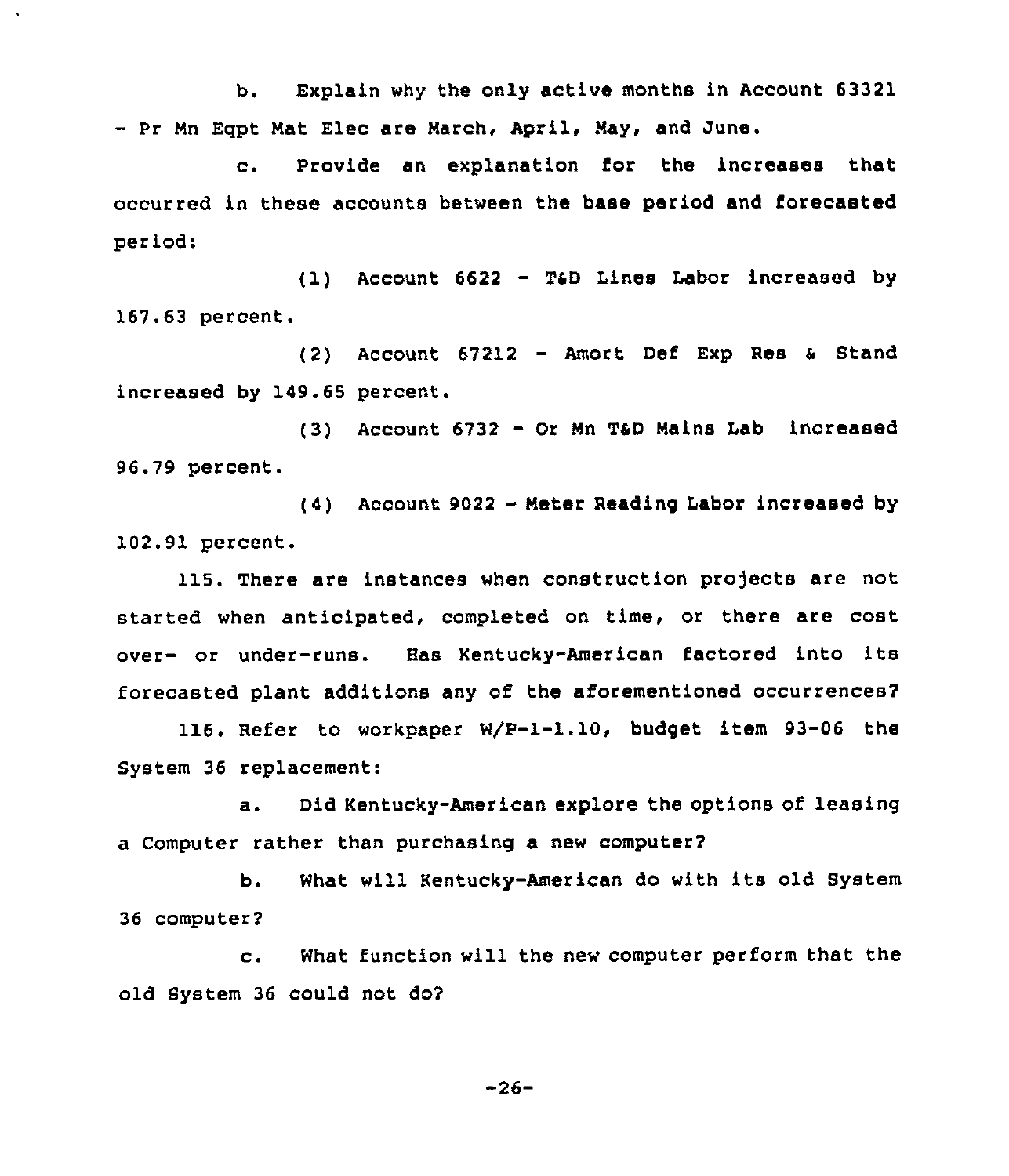b. Explain why the only active months in Account 63321 - Pr Mn Eqpt Mat Elec are March, April, May, and June.

c. Provide an explanation for the increases that occurred in these accounts between the base period and forecasted period:

(1) Account 6622 - T&D Lines Labor increased by 167.63 percent.

(2) Account 67212 - Amort Def Exp Res & Stand increased by 149.65 percent.

(3) Account 6732 - Or Mn T&D Mains Lab increased 96.79 percent.

(4) Account 9022 - Meter Reading Labor increased by 102.91 percent.

115. There are instances when construction projects are not started when anticipated, completed on time, or there are cost over- or under-runs. Has Kentucky-American factored into its forecasted plant additions any of the aforementioned occurrences?

116. Refer to workpaper W/P-1-1.10, budget item 93-06 the System 36 replacement:

a. Did Kentucky-American explore the options of leasing a Computer rather than purchasing a new computer?

b. What will Kentucky-American do with its old System 36 computer?

c. What function will the new computer perform that the old System 36 could not do?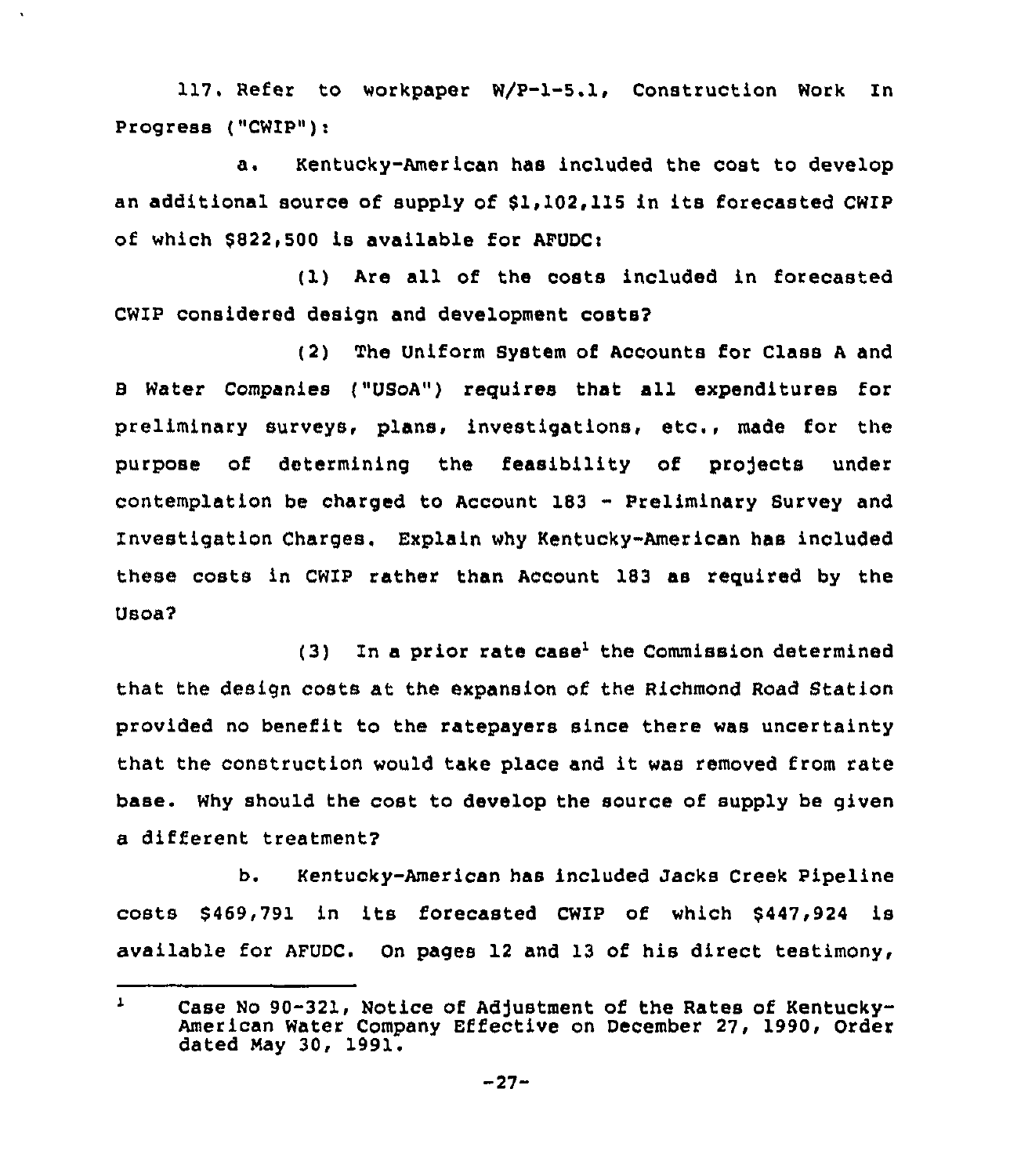117. Refer to workpaper W/P-1-5.1, Construction Work In Progress ("CWIP"):

a. Kentucky-American has included the cost to develop an additional source of supply of $1,102,115 in its forecasted CWIP of which $822,500 is available for AFUDC:

(1) Are all of the costs included in forecasted CWIP considered design and development costs?

(2) The Uniform System of Accounts for Class A and B Water Companies ("USoA") requires that all expenditures for preliminary surveys, plans, investigations, etc., made for the purpose of determining the feasibility of projects under contemplation be charged to Account 183 - Preliminary Survey and Investigation Charges. Explain why Kentucky-American has included these costs in CWIP rather than Account 183 as required by the USoA?

(3) In a prior rate case[1] the Commission determined that the design costs at the expansion of the Richmond Road Station provided no benefit to the ratepayers since there was uncertainty that the construction would take place and it was removed from rate base. Why should the cost to develop the source of supply be given a different treatment?

b. Kentucky-American has included Jacks Creek Pipeline costs $469,791 in its forecasted CWIP of which $447,924 is available for AFUDC. On pages 12 and 13 of his direct testimony,

[1] Case No 90-321, Notice of Adjustment of the Rates of Kentucky-American Water Company Effective on December 27, 1990, Order dated May 30, 1991.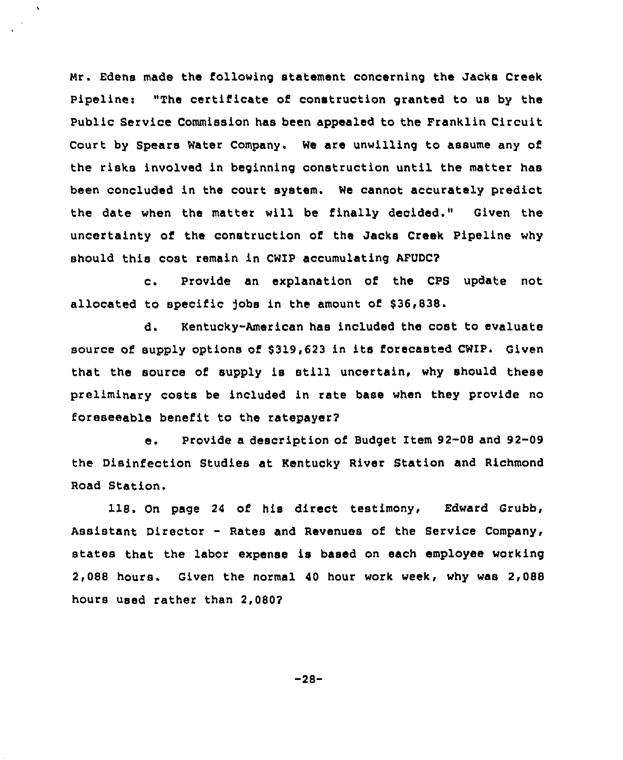Mr. Edens made the following statement concerning the Jacks Creek Pipeline: "The certificate of construction granted to us by the Public Service Commission has been appealed to the Franklin Circuit Court by Spears Water Company. We are unwilling to assume any of the risks involved in beginning construction until the matter has been concluded in the court system. We cannot accurately predict the date when the matter will be finally decided." Given the uncertainty of the construction of the Jacks Creek Pipeline why should this cost remain in CWIP accumulating AFUDC?

c. Provide an explanation of the CPS update not allocated to specific jobs in the amount of $36,838.

d. Kentucky-American has included the cost to evaluate source of supply options of $319,623 in its forecasted CWIP. Given that the source of supply is still uncertain, why should these preliminary costs be included in rate base when they provide no foreseeable benefit to the ratepayer?

e. Provide a description of Budget Item 92-08 and 92-09 the Disinfection Studies at Kentucky River Station and Richmond Road Station.

118. On page 24 of his direct testimony, Edward Grubb, Assistant Director - Rates and Revenues of the Service Company, states that the labor expense is based on each employee working 2,088 hours. Given the normal 40 hour work week, why was 2,088 hours used rather than 2,080?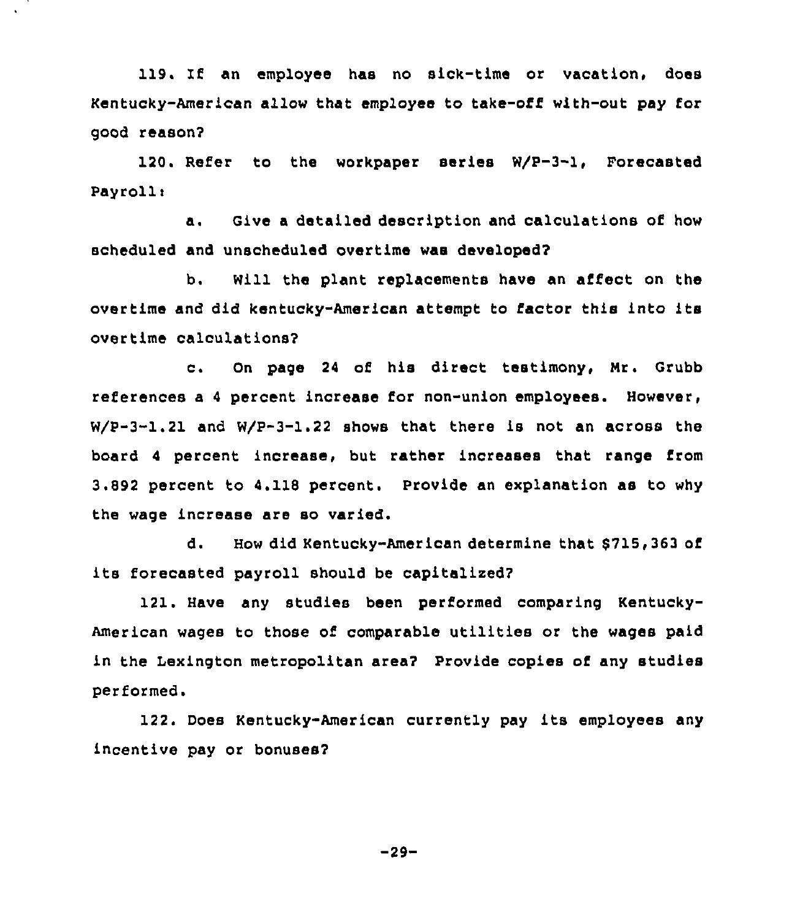119. If an employee has no sick-time or vacation, does Kentucky-American allow that employee to take-off with-out pay for good reason?

120. Refer to the workpaper series W/P-3-1, Forecasted Payroll:

a. Give a detailed description and calculations of how scheduled and unscheduled overtime was developed?

b. Will the plant replacements have an affect on the overtime and did kentucky-American attempt to factor this into its overtime calculations?

c. On page 24 of his direct testimony, Mr. Grubb references a 4 percent increase for non-union employees. However, W/P-3-1.21 and W/P-3-1.22 shows that there is not an across the board 4 percent increase, but rather increases that range from 3.892 percent to 4.118 percent. Provide an explanation as to why the wage increase are so varied.

d. How did Kentucky-American determine that $715,363 of its forecasted payroll should be capitalized?

121. Have any studies been performed comparing Kentucky-American wages to those of comparable utilities or the wages paid in the Lexington metropolitan area? Provide copies of any studies performed.

122. Does Kentucky-American currently pay its employees any incentive pay or bonuses?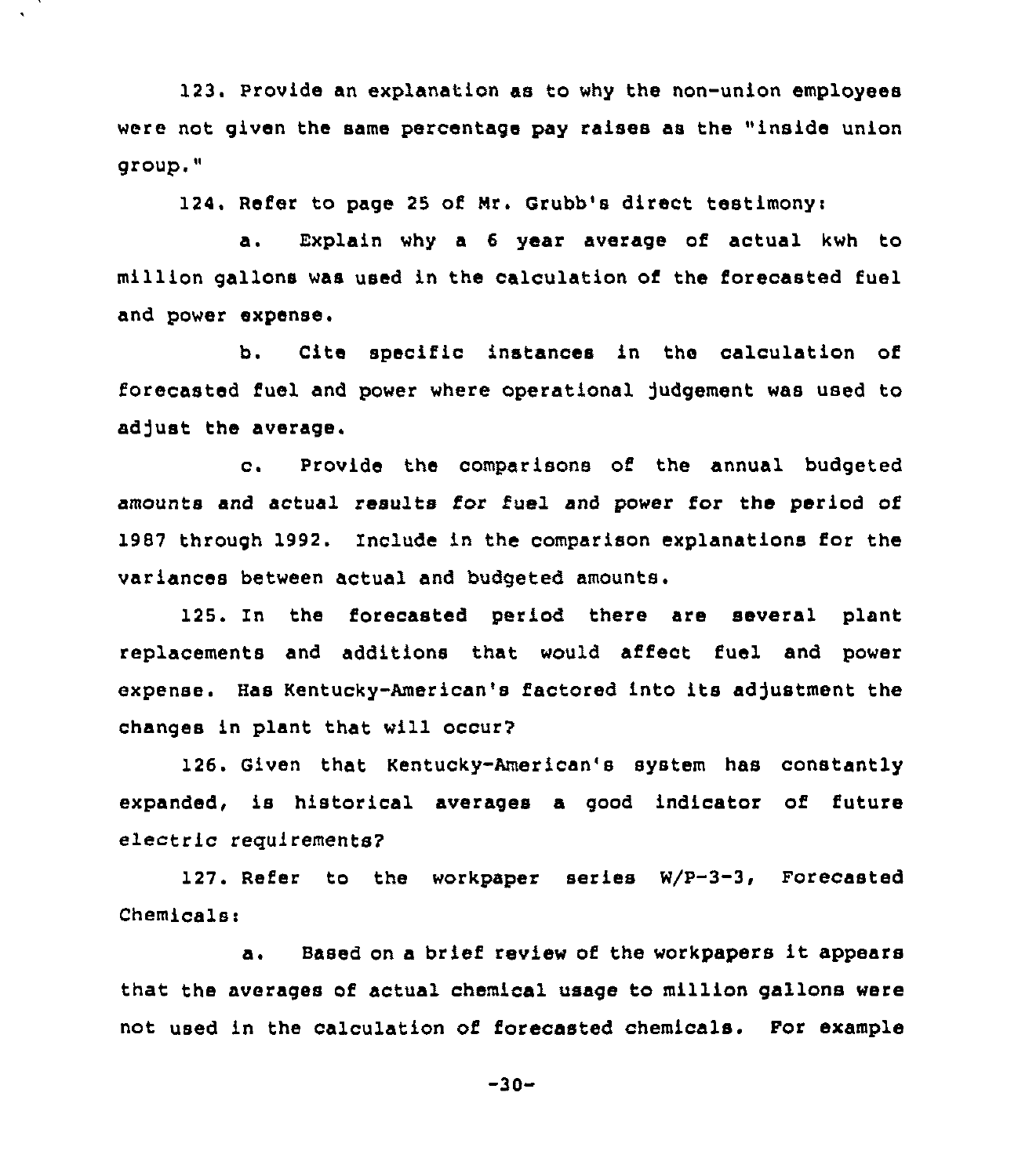123. Provide an explanation as to why the non-union employees were not given the same percentage pay raises as the "inside union group."

124. Refer to page 25 of Mr. Grubb's direct testimony:

a. Explain why a 6 year average of actual kwh to million gallons was used in the calculation of the forecasted fuel and power expense.

b. Cite specific instances in the calculation of forecasted fuel and power where operational judgement was used to adjust the average.

c. Provide the comparisons of the annual budgeted amounts and actual results for fuel and power for the period of 1987 through 1992. Include in the comparison explanations for the variances between actual and budgeted amounts.

125. In the forecasted period there are several plant replacements and additions that would affect fuel and power expense. Has Kentucky-American's factored into its adjustment the changes in plant that will occur?

126. Given that Kentucky-American's system has constantly expanded, is historical averages a good indicator of future electric requirements?

127. Refer to the workpaper series W/P-3-3, Forecasted Chemicals:

a. Based on a brief review of the workpapers it appears that the averages of actual chemical usage to million gallons were not used in the calculation of forecasted chemicals. For example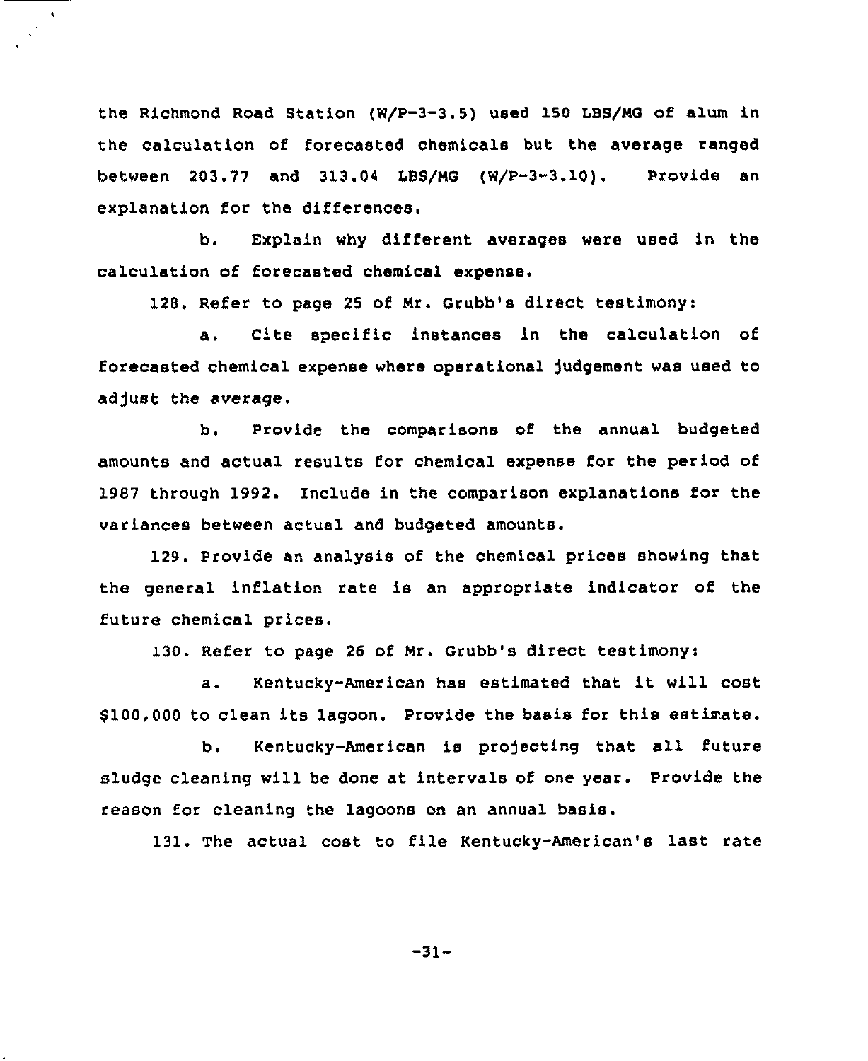the Richmond Road Station (W/P-3-3.5) used 150 LBS/MG of alum in the calculation of forecasted chemicals but the average ranged between 203.77 and 313.04 LBS/MG (W/P-3-3.10). Provide an explanation for the differences.

b. Explain why different averages were used in the calculation of forecasted chemical expense.

128. Refer to page 25 of Mr. Grubb's direct testimony:

a. Cite specific instances in the calculation of forecasted chemical expense where operational judgement was used to adjust the average.

b. Provide the comparisons of the annual budgeted amounts and actual results for chemical expense for the period of 1987 through 1992. Include in the comparison explanations for the variances between actual and budgeted amounts.

129. Provide an analysis of the chemical prices showing that the general inflation rate is an appropriate indicator of the future chemical prices.

130. Refer to page 26 of Mr. Grubb's direct testimony:

a. Kentucky-American has estimated that it will cost $100,000 to clean its lagoon. Provide the basis for this estimate.

b. Kentucky-American is projecting that all future sludge cleaning will be done at intervals of one year. Provide the reason for cleaning the lagoons on an annual basis.

131. The actual cost to file Kentucky-American's last rate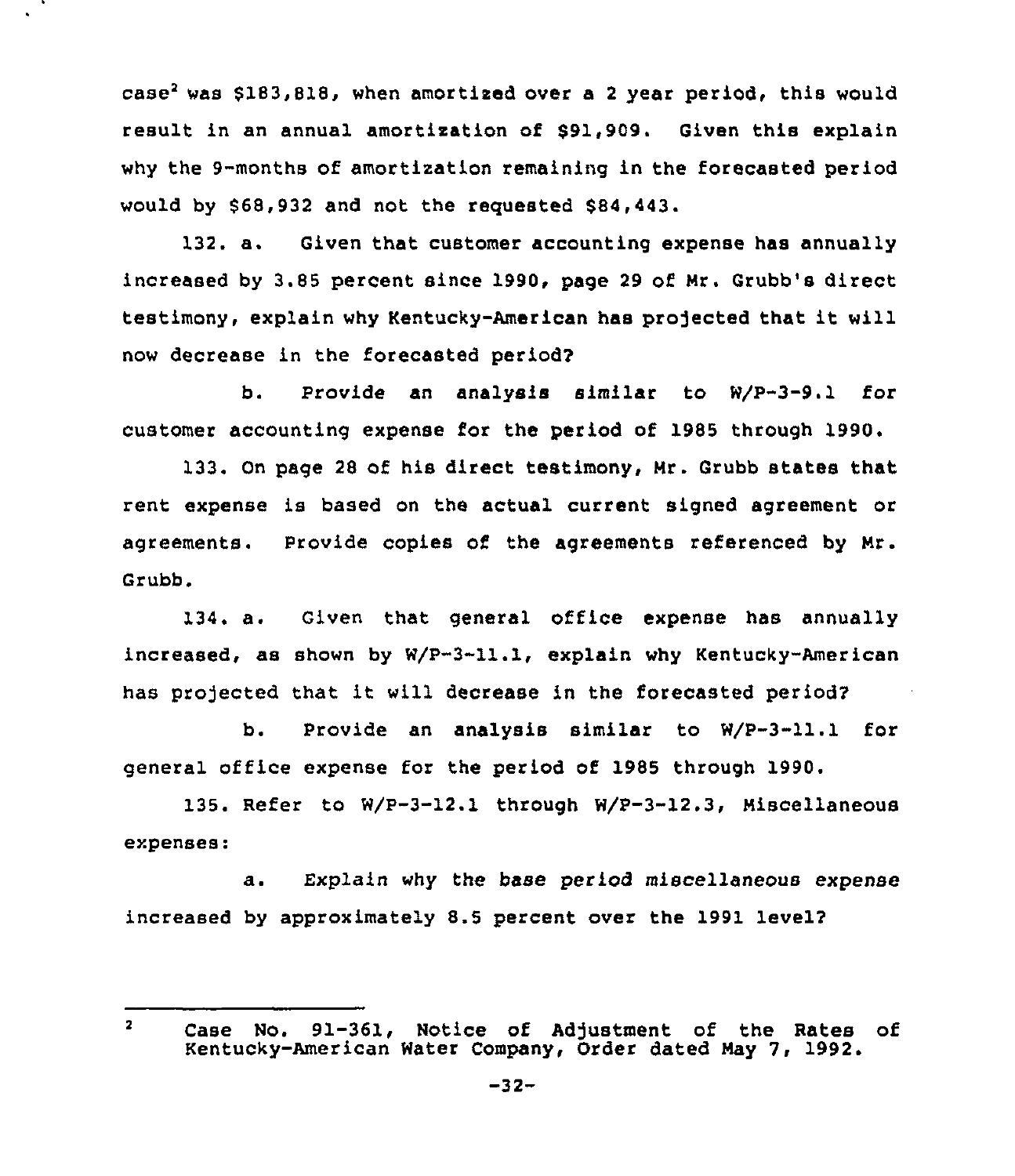case[2] was $183,818, when amortized over a 2 year period, this would result in an annual amortization of $91,909. Given this explain why the 9-months of amortization remaining in the forecasted period would by $68,932 and not the requested $84,443.

132. a. Given that customer accounting expense has annually increased by 3.85 percent since 1990, page 29 of Mr. Grubb's direct testimony, explain why Kentucky-American has projected that it will now decrease in the forecasted period?

b. Provide an analysis similar to W/P-3-9.1 for customer accounting expense for the period of 1985 through 1990.

133. On page 28 of his direct testimony, Mr. Grubb states that rent expense is based on the actual current signed agreement or agreements. Provide copies of the agreements referenced by Mr. Grubb.

134. a. Given that general office expense has annually increased, as shown by W/P-3-11.1, explain why Kentucky-American has projected that it will decrease in the forecasted period?

b. Provide an analysis similar to W/P-3-11.1 for general office expense for the period of 1985 through 1990.

135. Refer to W/P-3-12.1 through W/P-3-12.3, Miscellaneous expenses:

a. Explain why the base period miscellaneous expense increased by approximately 8.5 percent over the 1991 level?

---

[2] Case No. 91-361, Notice of Adjustment of the Rates of Kentucky-American Water Company, Order dated May 7, 1992.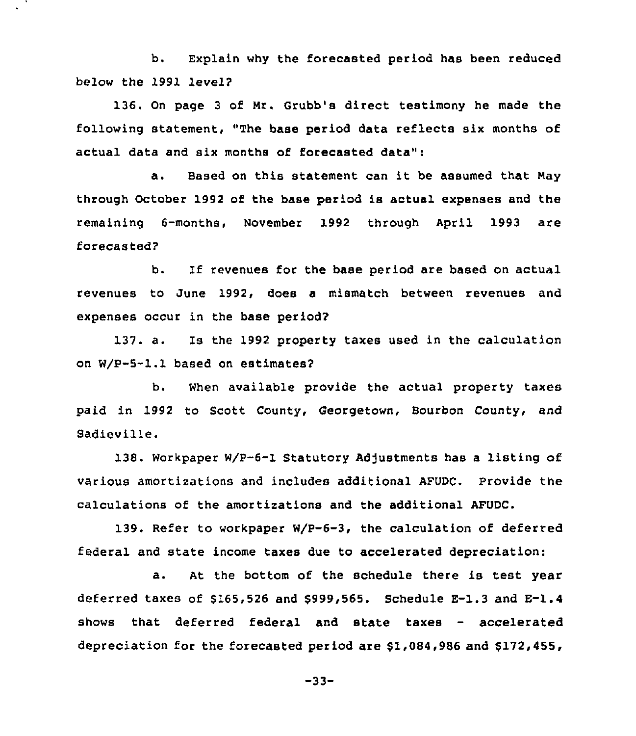b. Explain why the forecasted period has been reduced below the 1991 level?

136. On page 3 of Mr. Grubb's direct testimony he made the following statement, "The base period data reflects six months of actual data and six months of forecasted data":

a. Based on this statement can it be assumed that May through October 1992 of the base period is actual expenses and the remaining 6-months, November 1992 through April 1993 are forecasted?

b. If revenues for the base period are based on actual revenues to June 1992, does a mismatch between revenues and expenses occur in the base period?

137. a. Is the 1992 property taxes used in the calculation on W/P-5-1.1 based on estimates?

b. When available provide the actual property taxes paid in 1992 to Scott County, Georgetown, Bourbon County, and Sadieville.

138. Workpaper W/P-6-1 Statutory Adjustments has a listing of various amortizations and includes additional AFUDC. Provide the calculations of the amortizations and the additional AFUDC.

139. Refer to workpaper W/P-6-3, the calculation of deferred federal and state income taxes due to accelerated depreciation:

a. At the bottom of the schedule there is test year deferred taxes of $165,526 and $999,565. Schedule E-1.3 and E-1.4 shows that deferred federal and state taxes - accelerated depreciation for the forecasted period are $1,084,986 and $172,455,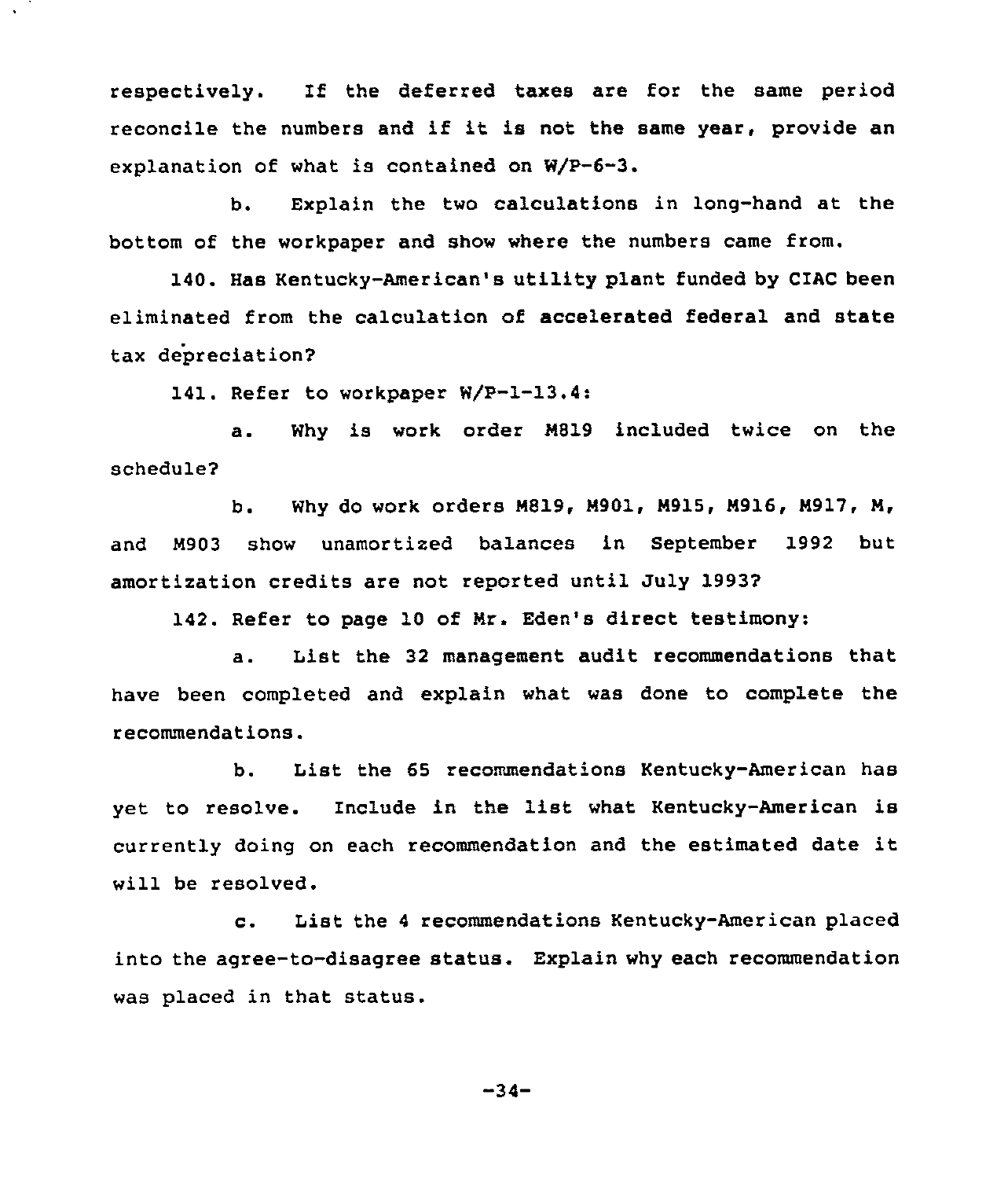respectively. If the deferred taxes are for the same period reconcile the numbers and if it is not the same year, provide an explanation of what is contained on W/P-6-3.

b. Explain the two calculations in long-hand at the bottom of the workpaper and show where the numbers came from.

140. Has Kentucky-American's utility plant funded by CIAC been eliminated from the calculation of accelerated federal and state tax depreciation?

141. Refer to workpaper W/P-1-13.4:

a. Why is work order M819 included twice on the schedule?

b. Why do work orders M819, M901, M915, M916, M917, M, and M903 show unamortized balances in September 1992 but amortization credits are not reported until July 1993?

142. Refer to page 10 of Mr. Eden's direct testimony:

a. List the 32 management audit recommendations that have been completed and explain what was done to complete the recommendations.

b. List the 65 recommendations Kentucky-American has yet to resolve. Include in the list what Kentucky-American is currently doing on each recommendation and the estimated date it will be resolved.

c. List the 4 recommendations Kentucky-American placed into the agree-to-disagree status. Explain why each recommendation was placed in that status.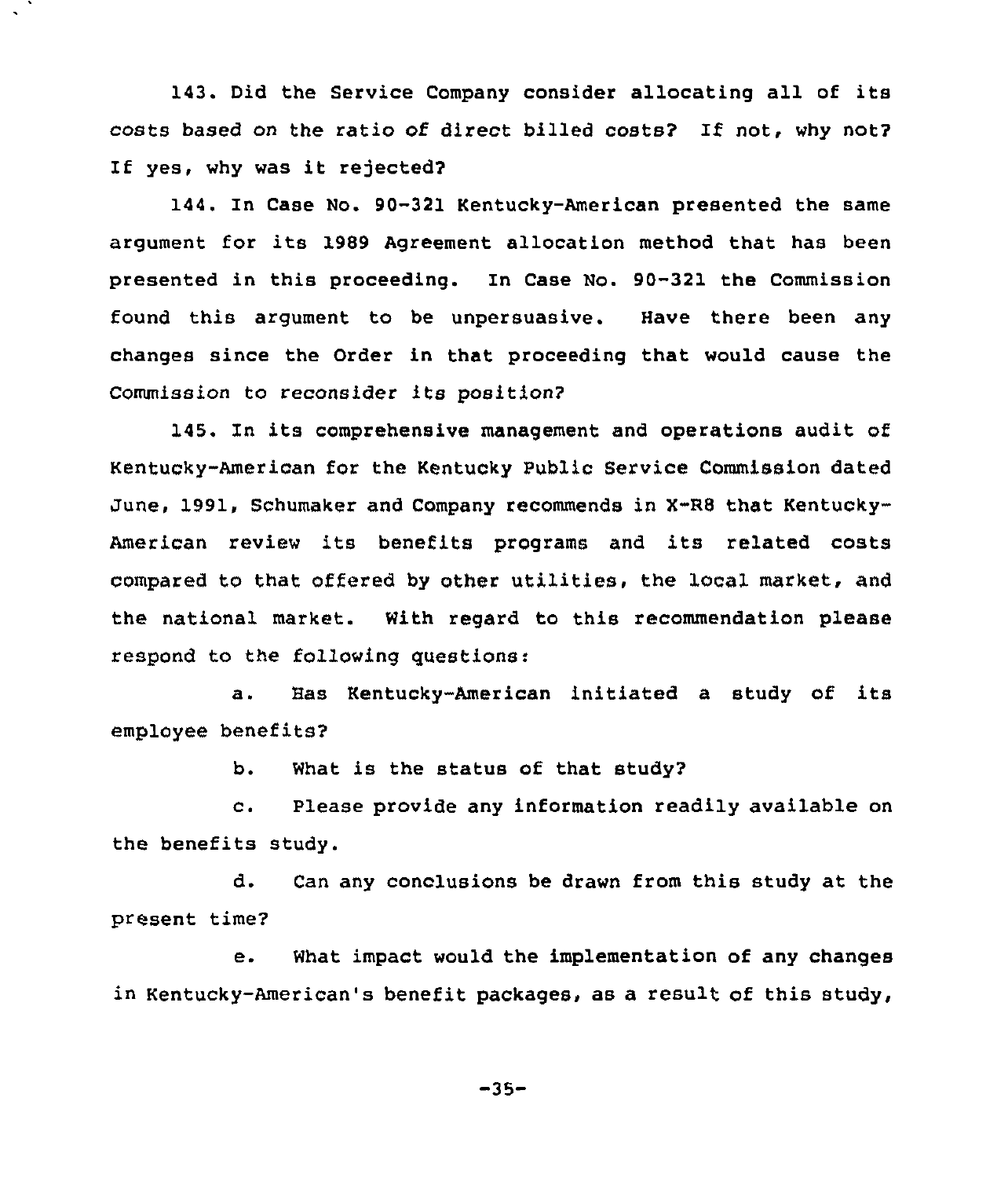143. Did the Service Company consider allocating all of its costs based on the ratio of direct billed costs? If not, why not? If yes, why was it rejected?

144. In Case No. 90-321 Kentucky-American presented the same argument for its 1989 Agreement allocation method that has been presented in this proceeding. In Case No. 90-321 the Commission found this argument to be unpersuasive. Have there been any changes since the Order in that proceeding that would cause the Commission to reconsider its position?

145. In its comprehensive management and operations audit of Kentucky-American for the Kentucky Public Service Commission dated June, 1991, Schumaker and Company recommends in X-R8 that Kentucky-American review its benefits programs and its related costs compared to that offered by other utilities, the local market, and the national market. With regard to this recommendation please respond to the following questions:

a. Has Kentucky-American initiated a study of its employee benefits?

b. What is the status of that study?

c. Please provide any information readily available on the benefits study.

d. Can any conclusions be drawn from this study at the present time?

e. What impact would the implementation of any changes in Kentucky-American's benefit packages, as a result of this study,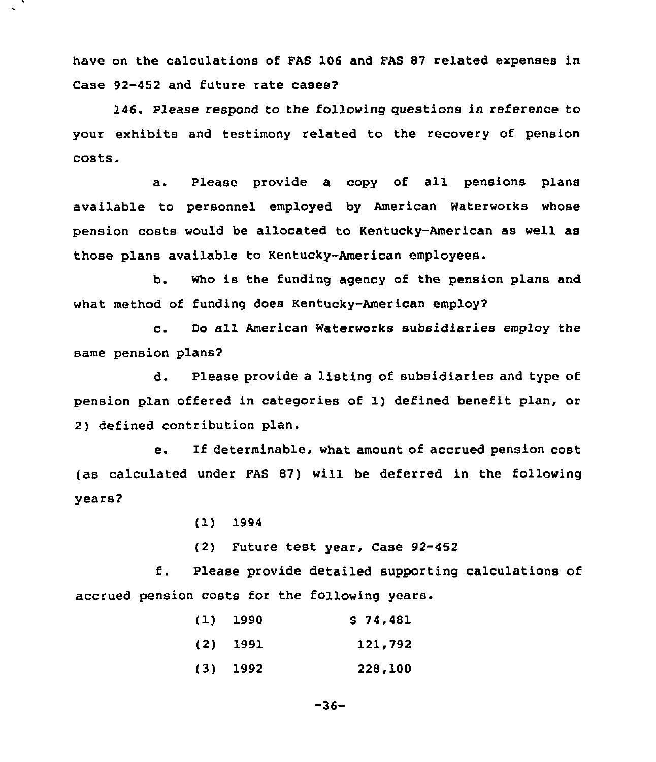have on the calculations of FAS 106 and FAS 87 related expenses in Case 92-452 and future rate cases?

146. Please respond to the following questions in reference to your exhibits and testimony related to the recovery of pension costs.

a. Please provide a copy of all pensions plans available to personnel employed by American Waterworks whose pension costs would be allocated to Kentucky-American as well as those plans available to Kentucky-American employees.

b. Who is the funding agency of the pension plans and what method of funding does Kentucky-American employ?

c. Do all American Waterworks subsidiaries employ the same pension plans?

d. Please provide a listing of subsidiaries and type of pension plan offered in categories of 1) defined benefit plan, or 2) defined contribution plan.

e. If determinable, what amount of accrued pension cost (as calculated under FAS 87) will be deferred in the following years?

(1) 1994

(2) Future test year, Case 92-452

f. Please provide detailed supporting calculations of accrued pension costs for the following years.

| | | |
|---|---|---|
| (1) | 1990 | $ 74,481 |
| (2) | 1991 | 121,792 |
| (3) | 1992 | 228,100 |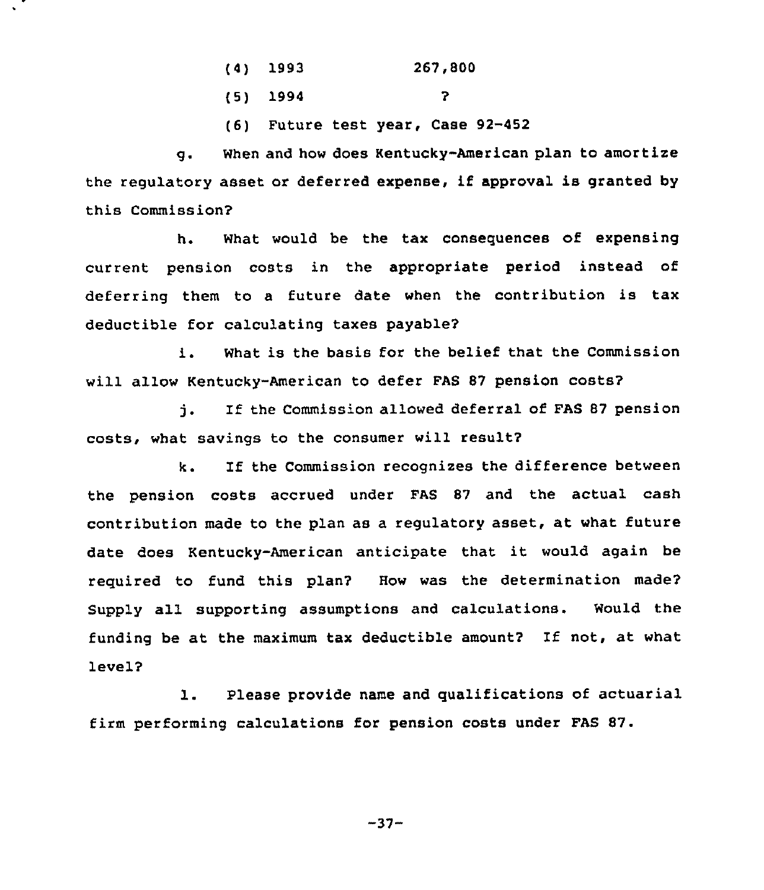(4) 1993 267,800

(5) 1994 ?

(6) Future test year, Case 92-452

g. When and how does Kentucky-American plan to amortize the regulatory asset or deferred expense, if approval is granted by this Commission?

h. What would be the tax consequences of expensing current pension costs in the appropriate period instead of deferring them to a future date when the contribution is tax deductible for calculating taxes payable?

i. What is the basis for the belief that the Commission will allow Kentucky-American to defer FAS 87 pension costs?

j. If the Commission allowed deferral of FAS 87 pension costs, what savings to the consumer will result?

k. If the Commission recognizes the difference between the pension costs accrued under FAS 87 and the actual cash contribution made to the plan as a regulatory asset, at what future date does Kentucky-American anticipate that it would again be required to fund this plan? How was the determination made? Supply all supporting assumptions and calculations. Would the funding be at the maximum tax deductible amount? If not, at what level?

l. Please provide name and qualifications of actuarial firm performing calculations for pension costs under FAS 87.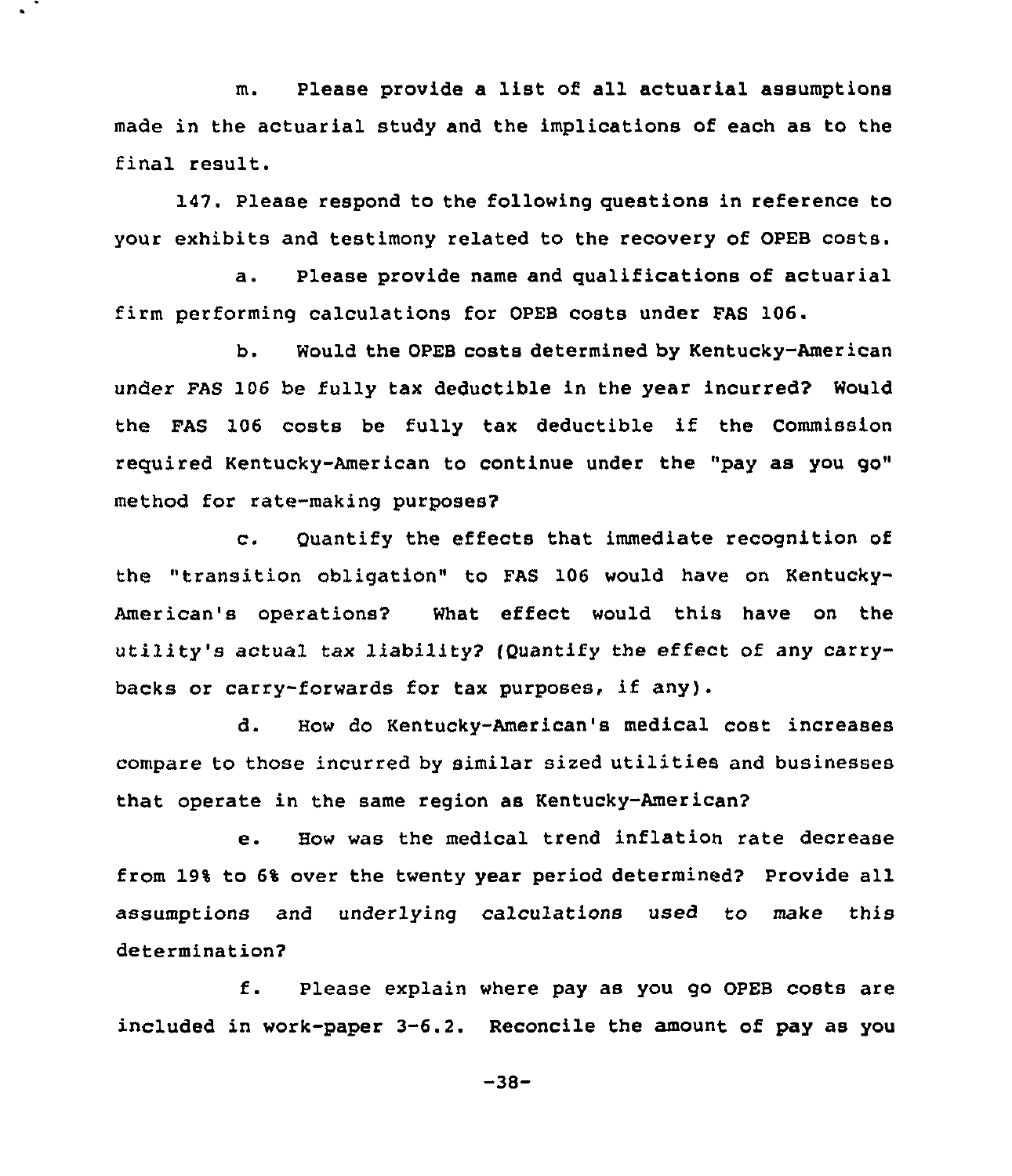m. Please provide a list of all actuarial assumptions made in the actuarial study and the implications of each as to the final result.

147. Please respond to the following questions in reference to your exhibits and testimony related to the recovery of OPEB costs.

a. Please provide name and qualifications of actuarial firm performing calculations for OPEB costs under FAS 106.

b. Would the OPEB costs determined by Kentucky-American under FAS 106 be fully tax deductible in the year incurred? Would the FAS 106 costs be fully tax deductible if the Commission required Kentucky-American to continue under the "pay as you go" method for rate-making purposes?

c. Quantify the effects that immediate recognition of the "transition obligation" to FAS 106 would have on Kentucky-American's operations? What effect would this have on the utility's actual tax liability? (Quantify the effect of any carry-backs or carry-forwards for tax purposes, if any).

d. How do Kentucky-American's medical cost increases compare to those incurred by similar sized utilities and businesses that operate in the same region as Kentucky-American?

e. How was the medical trend inflation rate decrease from 19% to 6% over the twenty year period determined? Provide all assumptions and underlying calculations used to make this determination?

f. Please explain where pay as you go OPEB costs are included in work-paper 3-6.2. Reconcile the amount of pay as you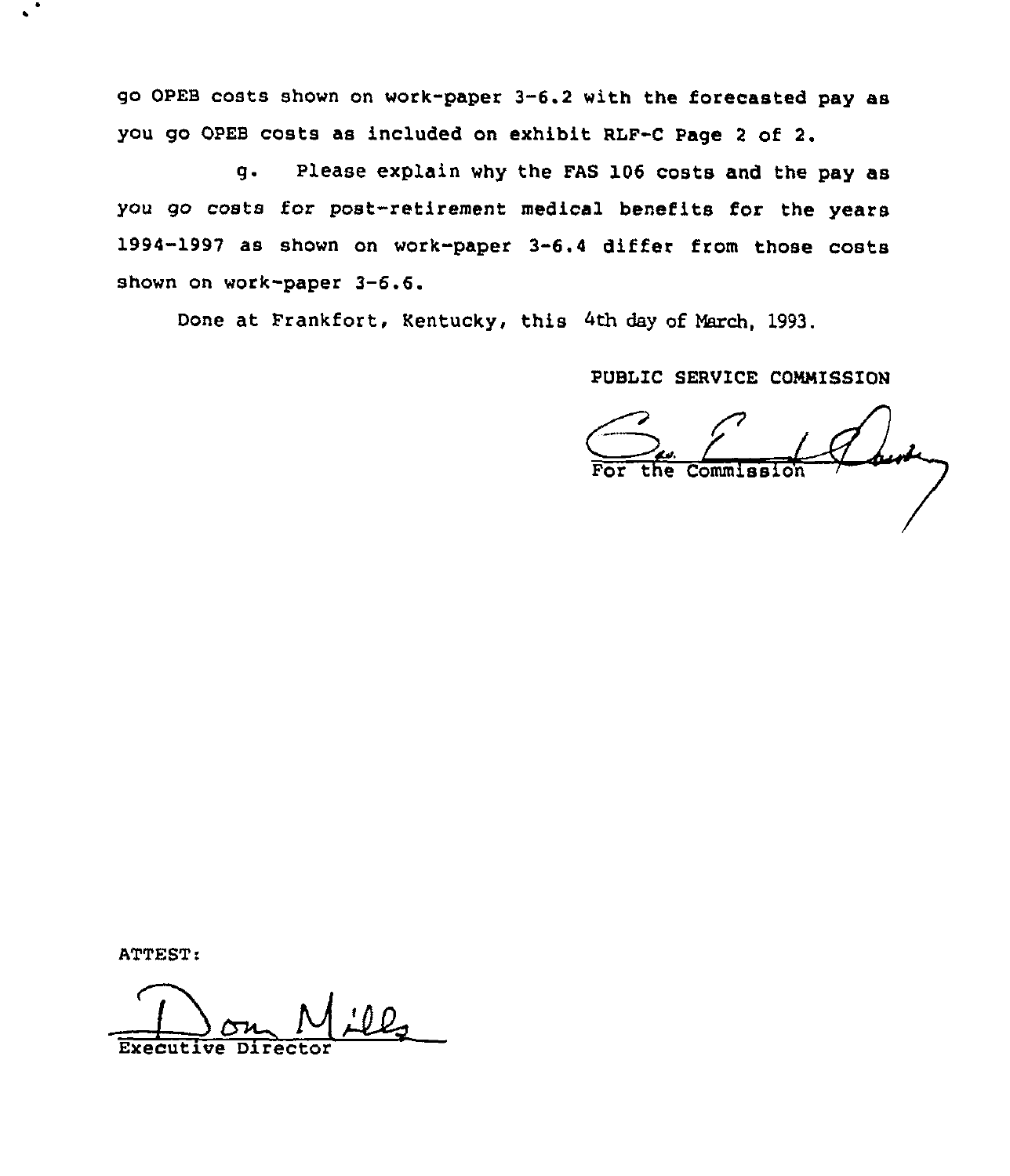go OPEB costs shown on work-paper 3-6.2 with the forecasted pay as you go OPEB costs as included on exhibit RLF-C Page 2 of 2.

g. Please explain why the FAS 106 costs and the pay as you go costs for post-retirement medical benefits for the years 1994-1997 as shown on work-paper 3-6.4 differ from those costs shown on work-paper 3-6.6.

Done at Frankfort, Kentucky, this 4th day of March, 1993.

PUBLIC SERVICE COMMISSION

For the Commission

ATTEST:

Executive Director